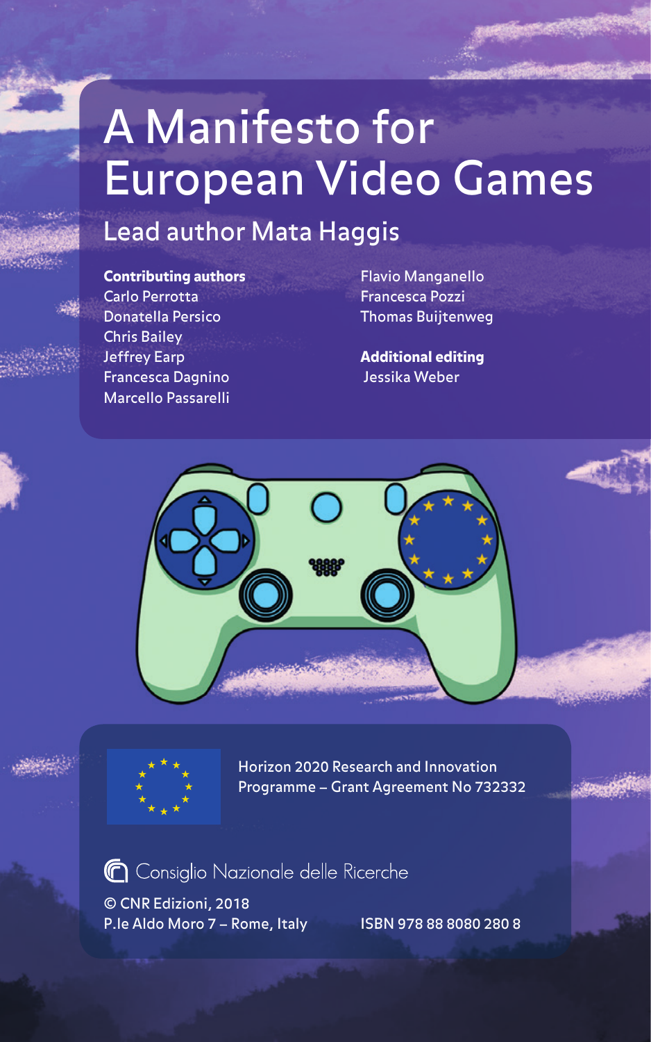# A Manifesto for European Video Games

## Lead author Mata Haggis

**Contributing authors**
Carlo Perrotta
Donatella Persico
Chris Bailey
Jeffrey Earp
Francesca Dagnino
Marcello Passarelli
Flavio Manganello
Francesca Pozzi
Thomas Buijtenweg

**Additional editing**
Jessika Weber

Horizon 2020 Research and Innovation Programme – Grant Agreement No 732332

Consiglio Nazionale delle Ricerche

© CNR Edizioni, 2018
P.le Aldo Moro 7 – Rome, Italy

ISBN 978 88 8080 280 8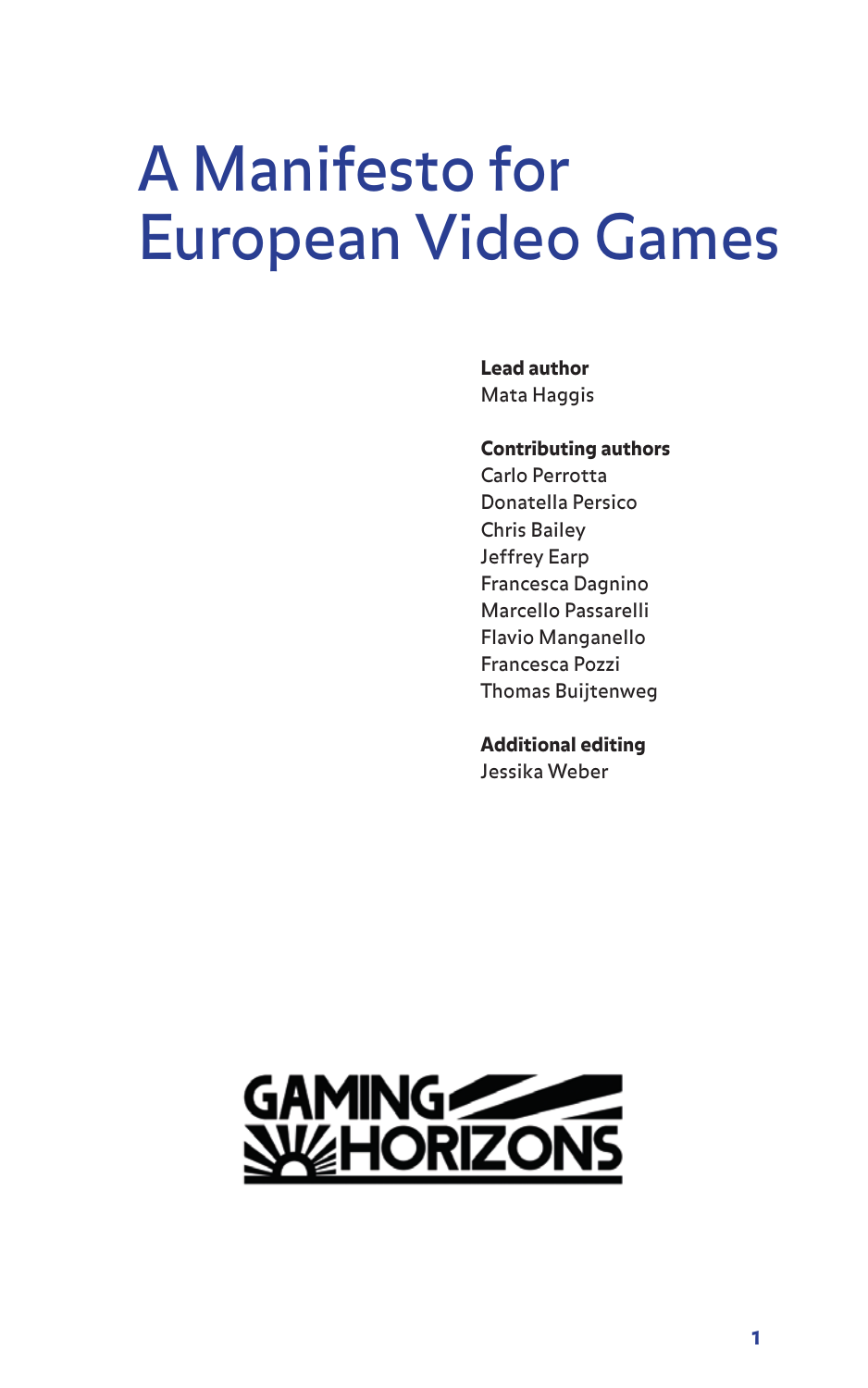# A Manifesto for European Video Games

**Lead author**
Mata Haggis

**Contributing authors**
Carlo Perrotta
Donatella Persico
Chris Bailey
Jeffrey Earp
Francesca Dagnino
Marcello Passarelli
Flavio Manganello
Francesca Pozzi
Thomas Buijtenweg

**Additional editing**
Jessika Weber

GAMING HORIZONS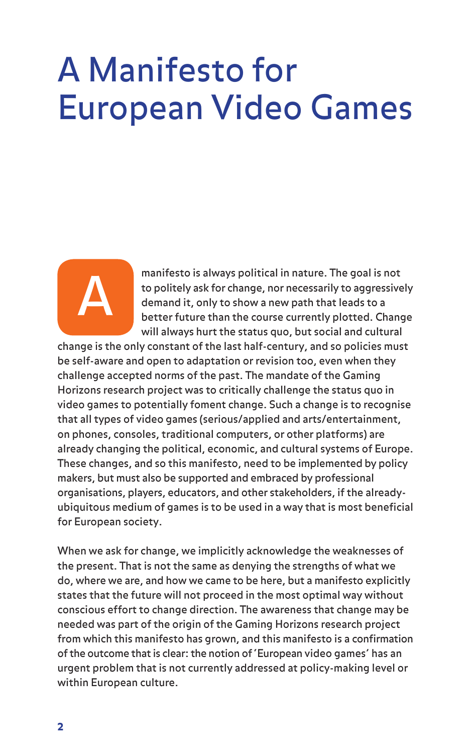# A Manifesto for European Video Games

A manifesto is always political in nature. The goal is not to politely ask for change, nor necessarily to aggressively demand it, only to show a new path that leads to a better future than the course currently plotted. Change will always hurt the status quo, but social and cultural change is the only constant of the last half-century, and so policies must be self-aware and open to adaptation or revision too, even when they challenge accepted norms of the past. The mandate of the Gaming Horizons research project was to critically challenge the status quo in video games to potentially foment change. Such a change is to recognise that all types of video games (serious/applied and arts/entertainment, on phones, consoles, traditional computers, or other platforms) are already changing the political, economic, and cultural systems of Europe. These changes, and so this manifesto, need to be implemented by policy makers, but must also be supported and embraced by professional organisations, players, educators, and other stakeholders, if the already-ubiquitous medium of games is to be used in a way that is most beneficial for European society.

When we ask for change, we implicitly acknowledge the weaknesses of the present. That is not the same as denying the strengths of what we do, where we are, and how we came to be here, but a manifesto explicitly states that the future will not proceed in the most optimal way without conscious effort to change direction. The awareness that change may be needed was part of the origin of the Gaming Horizons research project from which this manifesto has grown, and this manifesto is a confirmation of the outcome that is clear: the notion of 'European video games' has an urgent problem that is not currently addressed at policy-making level or within European culture.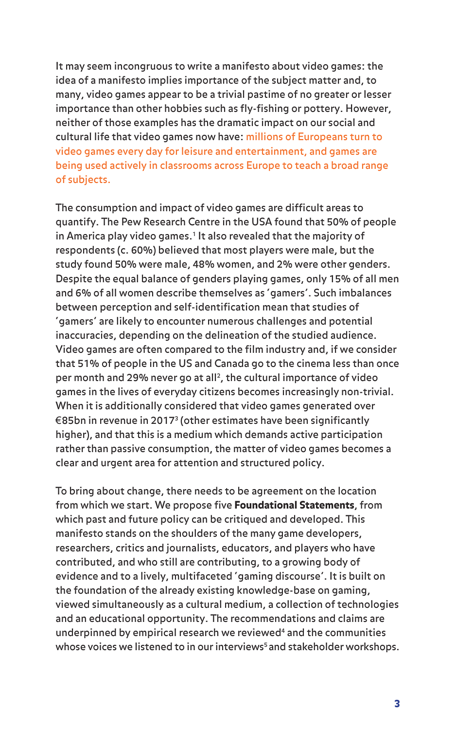It may seem incongruous to write a manifesto about video games: the idea of a manifesto implies importance of the subject matter and, to many, video games appear to be a trivial pastime of no greater or lesser importance than other hobbies such as fly-fishing or pottery. However, neither of those examples has the dramatic impact on our social and cultural life that video games now have: millions of Europeans turn to video games every day for leisure and entertainment, and games are being used actively in classrooms across Europe to teach a broad range of subjects.

The consumption and impact of video games are difficult areas to quantify. The Pew Research Centre in the USA found that 50% of people in America play video games.[1] It also revealed that the majority of respondents (c. 60%) believed that most players were male, but the study found 50% were male, 48% women, and 2% were other genders. Despite the equal balance of genders playing games, only 15% of all men and 6% of all women describe themselves as 'gamers'. Such imbalances between perception and self-identification mean that studies of 'gamers' are likely to encounter numerous challenges and potential inaccuracies, depending on the delineation of the studied audience. Video games are often compared to the film industry and, if we consider that 51% of people in the US and Canada go to the cinema less than once per month and 29% never go at all[2], the cultural importance of video games in the lives of everyday citizens becomes increasingly non-trivial. When it is additionally considered that video games generated over €85bn in revenue in 2017[3] (other estimates have been significantly higher), and that this is a medium which demands active participation rather than passive consumption, the matter of video games becomes a clear and urgent area for attention and structured policy.

To bring about change, there needs to be agreement on the location from which we start. We propose five **Foundational Statements**, from which past and future policy can be critiqued and developed. This manifesto stands on the shoulders of the many game developers, researchers, critics and journalists, educators, and players who have contributed, and who still are contributing, to a growing body of evidence and to a lively, multifaceted 'gaming discourse'. It is built on the foundation of the already existing knowledge-base on gaming, viewed simultaneously as a cultural medium, a collection of technologies and an educational opportunity. The recommendations and claims are underpinned by empirical research we reviewed[4] and the communities whose voices we listened to in our interviews[5] and stakeholder workshops.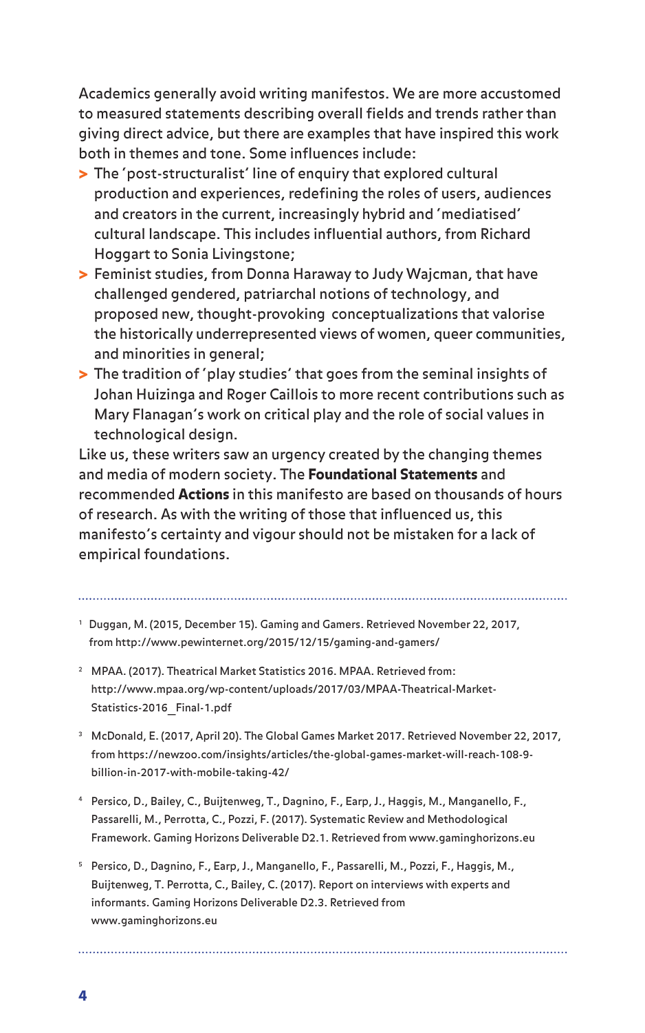Academics generally avoid writing manifestos. We are more accustomed to measured statements describing overall fields and trends rather than giving direct advice, but there are examples that have inspired this work both in themes and tone. Some influences include:

- The 'post-structuralist' line of enquiry that explored cultural production and experiences, redefining the roles of users, audiences and creators in the current, increasingly hybrid and 'mediatised' cultural landscape. This includes influential authors, from Richard Hoggart to Sonia Livingstone;
- Feminist studies, from Donna Haraway to Judy Wajcman, that have challenged gendered, patriarchal notions of technology, and proposed new, thought-provoking conceptualizations that valorise the historically underrepresented views of women, queer communities, and minorities in general;
- The tradition of 'play studies' that goes from the seminal insights of Johan Huizinga and Roger Caillois to more recent contributions such as Mary Flanagan's work on critical play and the role of social values in technological design.

Like us, these writers saw an urgency created by the changing themes and media of modern society. The **Foundational Statements** and recommended **Actions** in this manifesto are based on thousands of hours of research. As with the writing of those that influenced us, this manifesto's certainty and vigour should not be mistaken for a lack of empirical foundations.

---

[1] Duggan, M. (2015, December 15). Gaming and Gamers. Retrieved November 22, 2017, from http://www.pewinternet.org/2015/12/15/gaming-and-gamers/

[2] MPAA. (2017). Theatrical Market Statistics 2016. MPAA. Retrieved from: http://www.mpaa.org/wp-content/uploads/2017/03/MPAA-Theatrical-Market-Statistics-2016_Final-1.pdf

[3] McDonald, E. (2017, April 20). The Global Games Market 2017. Retrieved November 22, 2017, from https://newzoo.com/insights/articles/the-global-games-market-will-reach-108-9-billion-in-2017-with-mobile-taking-42/

[4] Persico, D., Bailey, C., Buijtenweg, T., Dagnino, F., Earp, J., Haggis, M., Manganello, F., Passarelli, M., Perrotta, C., Pozzi, F. (2017). Systematic Review and Methodological Framework. Gaming Horizons Deliverable D2.1. Retrieved from www.gaminghorizons.eu

[5] Persico, D., Dagnino, F., Earp, J., Manganello, F., Passarelli, M., Pozzi, F., Haggis, M., Buijtenweg, T. Perrotta, C., Bailey, C. (2017). Report on interviews with experts and informants. Gaming Horizons Deliverable D2.3. Retrieved from www.gaminghorizons.eu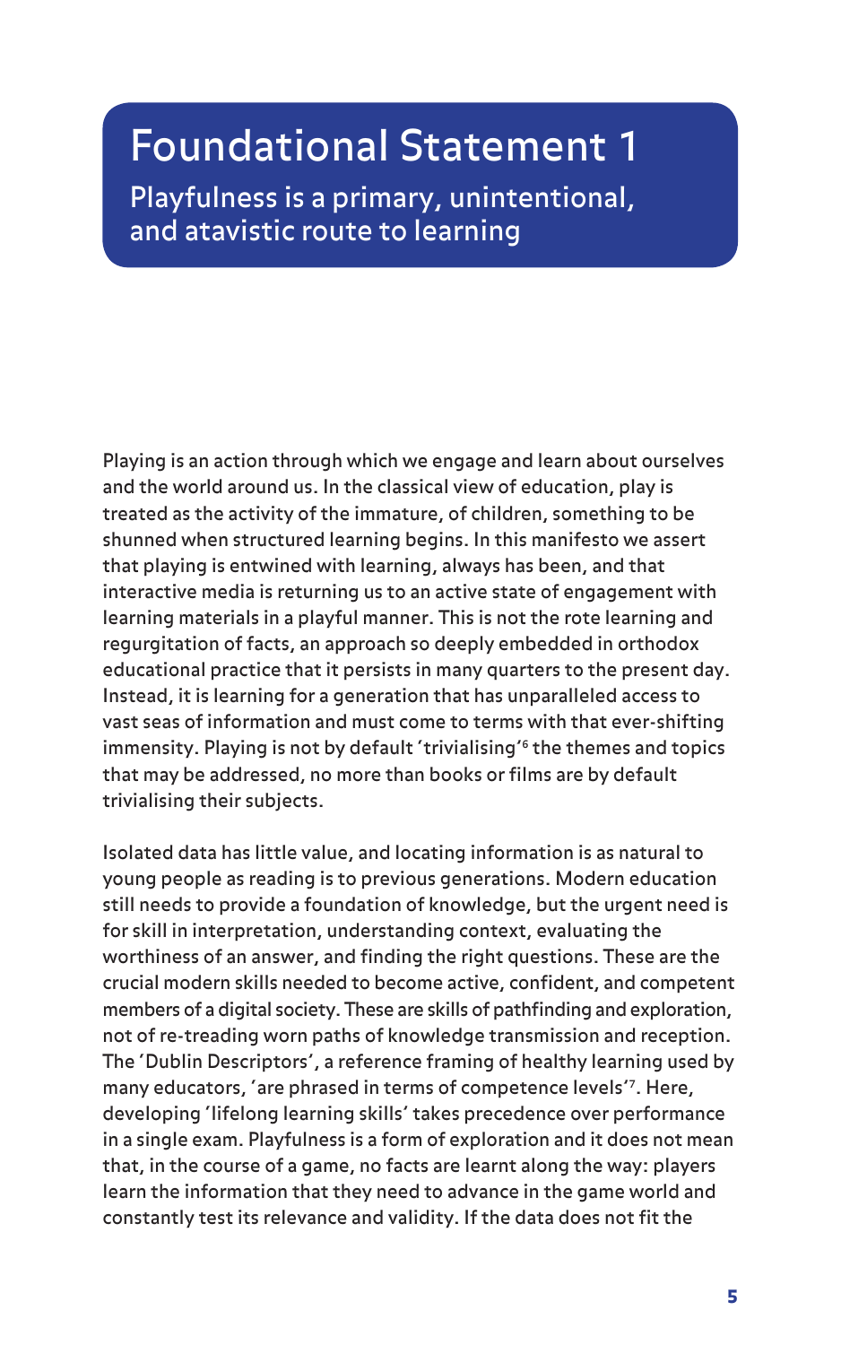# Foundational Statement 1

## Playfulness is a primary, unintentional, and atavistic route to learning

Playing is an action through which we engage and learn about ourselves and the world around us. In the classical view of education, play is treated as the activity of the immature, of children, something to be shunned when structured learning begins. In this manifesto we assert that playing is entwined with learning, always has been, and that interactive media is returning us to an active state of engagement with learning materials in a playful manner. This is not the rote learning and regurgitation of facts, an approach so deeply embedded in orthodox educational practice that it persists in many quarters to the present day. Instead, it is learning for a generation that has unparalleled access to vast seas of information and must come to terms with that ever-shifting immensity. Playing is not by default 'trivialising'[6] the themes and topics that may be addressed, no more than books or films are by default trivialising their subjects.

Isolated data has little value, and locating information is as natural to young people as reading is to previous generations. Modern education still needs to provide a foundation of knowledge, but the urgent need is for skill in interpretation, understanding context, evaluating the worthiness of an answer, and finding the right questions. These are the crucial modern skills needed to become active, confident, and competent members of a digital society. These are skills of pathfinding and exploration, not of re-treading worn paths of knowledge transmission and reception. The 'Dublin Descriptors', a reference framing of healthy learning used by many educators, 'are phrased in terms of competence levels'[7]. Here, developing 'lifelong learning skills' takes precedence over performance in a single exam. Playfulness is a form of exploration and it does not mean that, in the course of a game, no facts are learnt along the way: players learn the information that they need to advance in the game world and constantly test its relevance and validity. If the data does not fit the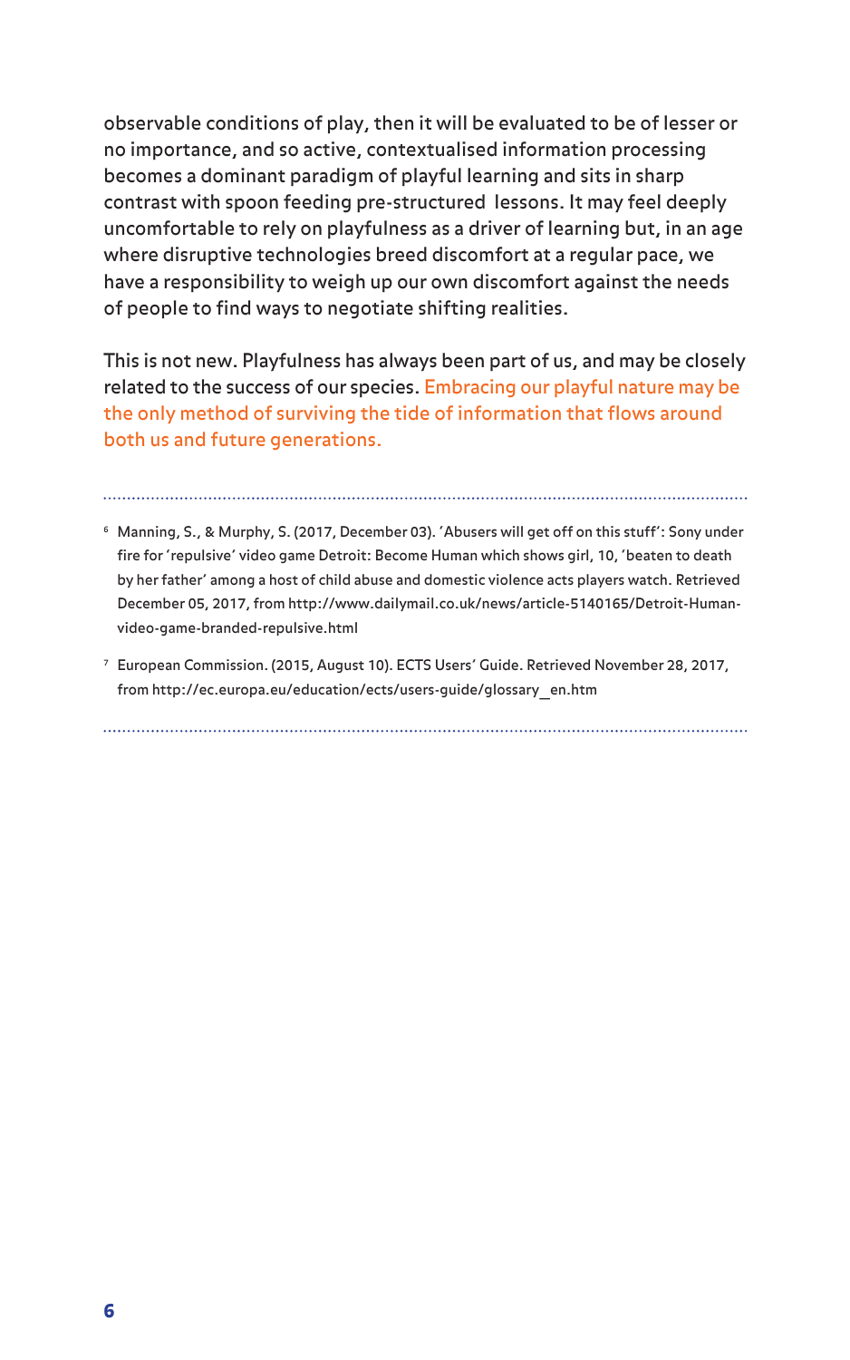observable conditions of play, then it will be evaluated to be of lesser or no importance, and so active, contextualised information processing becomes a dominant paradigm of playful learning and sits in sharp contrast with spoon feeding pre-structured lessons. It may feel deeply uncomfortable to rely on playfulness as a driver of learning but, in an age where disruptive technologies breed discomfort at a regular pace, we have a responsibility to weigh up our own discomfort against the needs of people to find ways to negotiate shifting realities.

This is not new. Playfulness has always been part of us, and may be closely related to the success of our species. Embracing our playful nature may be the only method of surviving the tide of information that flows around both us and future generations.

---

[6] Manning, S., & Murphy, S. (2017, December 03). 'Abusers will get off on this stuff': Sony under fire for 'repulsive' video game Detroit: Become Human which shows girl, 10, 'beaten to death by her father' among a host of child abuse and domestic violence acts players watch. Retrieved December 05, 2017, from http://www.dailymail.co.uk/news/article-5140165/Detroit-Human-video-game-branded-repulsive.html

[7] European Commission. (2015, August 10). ECTS Users' Guide. Retrieved November 28, 2017, from http://ec.europa.eu/education/ects/users-guide/glossary_en.htm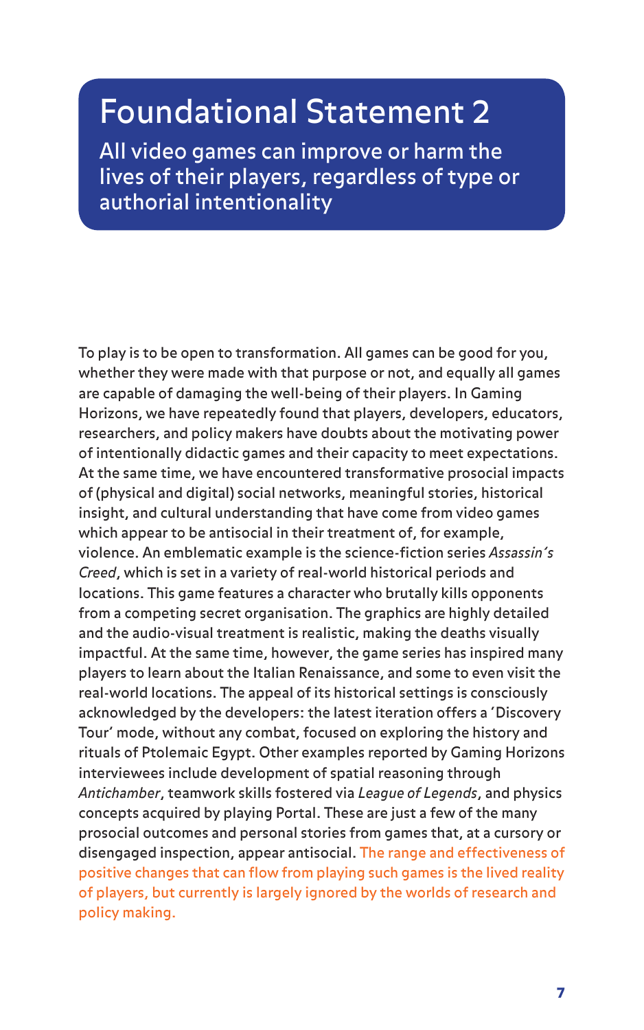# Foundational Statement 2

## All video games can improve or harm the lives of their players, regardless of type or authorial intentionality

To play is to be open to transformation. All games can be good for you, whether they were made with that purpose or not, and equally all games are capable of damaging the well-being of their players. In Gaming Horizons, we have repeatedly found that players, developers, educators, researchers, and policy makers have doubts about the motivating power of intentionally didactic games and their capacity to meet expectations. At the same time, we have encountered transformative prosocial impacts of (physical and digital) social networks, meaningful stories, historical insight, and cultural understanding that have come from video games which appear to be antisocial in their treatment of, for example, violence. An emblematic example is the science-fiction series *Assassin's Creed*, which is set in a variety of real-world historical periods and locations. This game features a character who brutally kills opponents from a competing secret organisation. The graphics are highly detailed and the audio-visual treatment is realistic, making the deaths visually impactful. At the same time, however, the game series has inspired many players to learn about the Italian Renaissance, and some to even visit the real-world locations. The appeal of its historical settings is consciously acknowledged by the developers: the latest iteration offers a 'Discovery Tour' mode, without any combat, focused on exploring the history and rituals of Ptolemaic Egypt. Other examples reported by Gaming Horizons interviewees include development of spatial reasoning through *Antichamber*, teamwork skills fostered via *League of Legends*, and physics concepts acquired by playing Portal. These are just a few of the many prosocial outcomes and personal stories from games that, at a cursory or disengaged inspection, appear antisocial. The range and effectiveness of positive changes that can flow from playing such games is the lived reality of players, but currently is largely ignored by the worlds of research and policy making.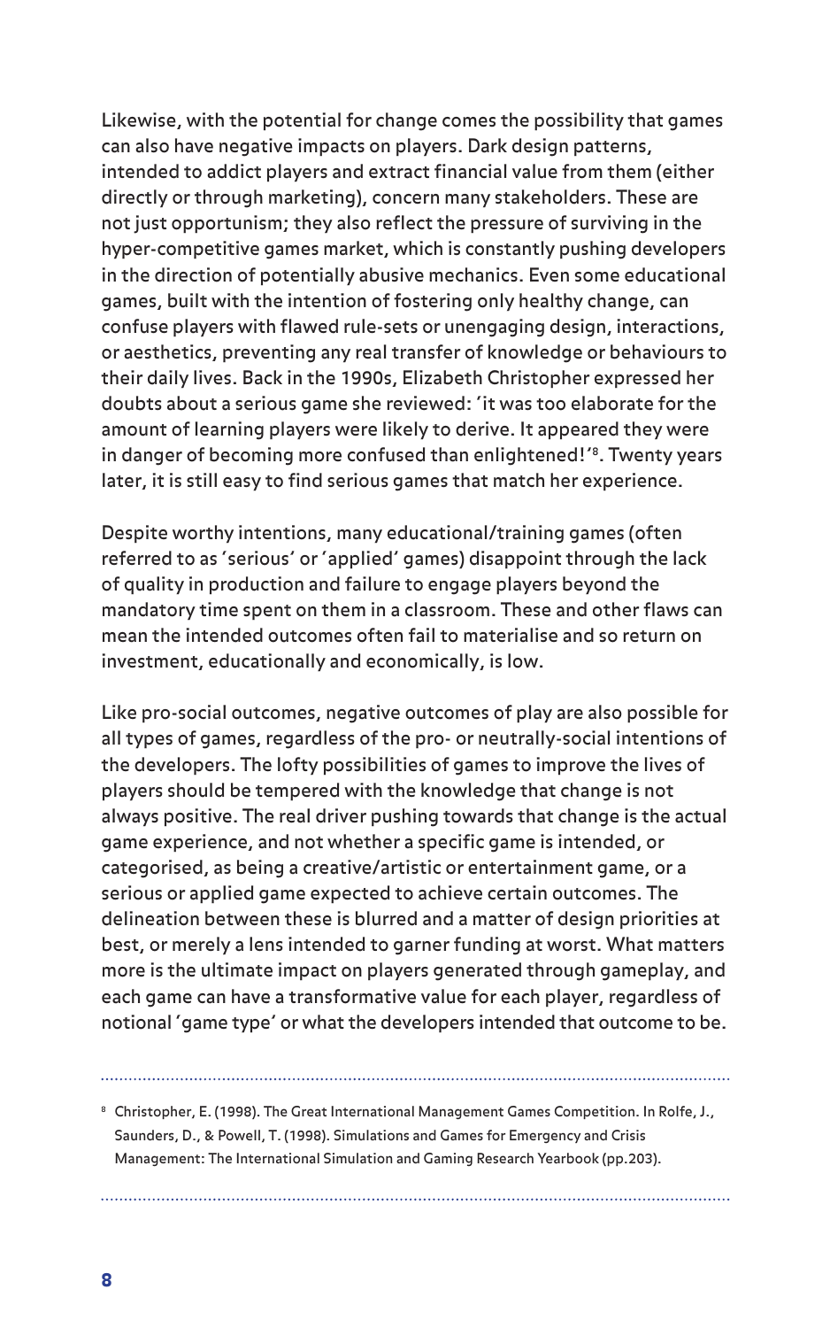Likewise, with the potential for change comes the possibility that games can also have negative impacts on players. Dark design patterns, intended to addict players and extract financial value from them (either directly or through marketing), concern many stakeholders. These are not just opportunism; they also reflect the pressure of surviving in the hyper-competitive games market, which is constantly pushing developers in the direction of potentially abusive mechanics. Even some educational games, built with the intention of fostering only healthy change, can confuse players with flawed rule-sets or unengaging design, interactions, or aesthetics, preventing any real transfer of knowledge or behaviours to their daily lives. Back in the 1990s, Elizabeth Christopher expressed her doubts about a serious game she reviewed: 'it was too elaborate for the amount of learning players were likely to derive. It appeared they were in danger of becoming more confused than enlightened!'[8]. Twenty years later, it is still easy to find serious games that match her experience.

Despite worthy intentions, many educational/training games (often referred to as 'serious' or 'applied' games) disappoint through the lack of quality in production and failure to engage players beyond the mandatory time spent on them in a classroom. These and other flaws can mean the intended outcomes often fail to materialise and so return on investment, educationally and economically, is low.

Like pro-social outcomes, negative outcomes of play are also possible for all types of games, regardless of the pro- or neutrally-social intentions of the developers. The lofty possibilities of games to improve the lives of players should be tempered with the knowledge that change is not always positive. The real driver pushing towards that change is the actual game experience, and not whether a specific game is intended, or categorised, as being a creative/artistic or entertainment game, or a serious or applied game expected to achieve certain outcomes. The delineation between these is blurred and a matter of design priorities at best, or merely a lens intended to garner funding at worst. What matters more is the ultimate impact on players generated through gameplay, and each game can have a transformative value for each player, regardless of notional 'game type' or what the developers intended that outcome to be.

---

[8] Christopher, E. (1998). The Great International Management Games Competition. In Rolfe, J., Saunders, D., & Powell, T. (1998). Simulations and Games for Emergency and Crisis Management: The International Simulation and Gaming Research Yearbook (pp.203).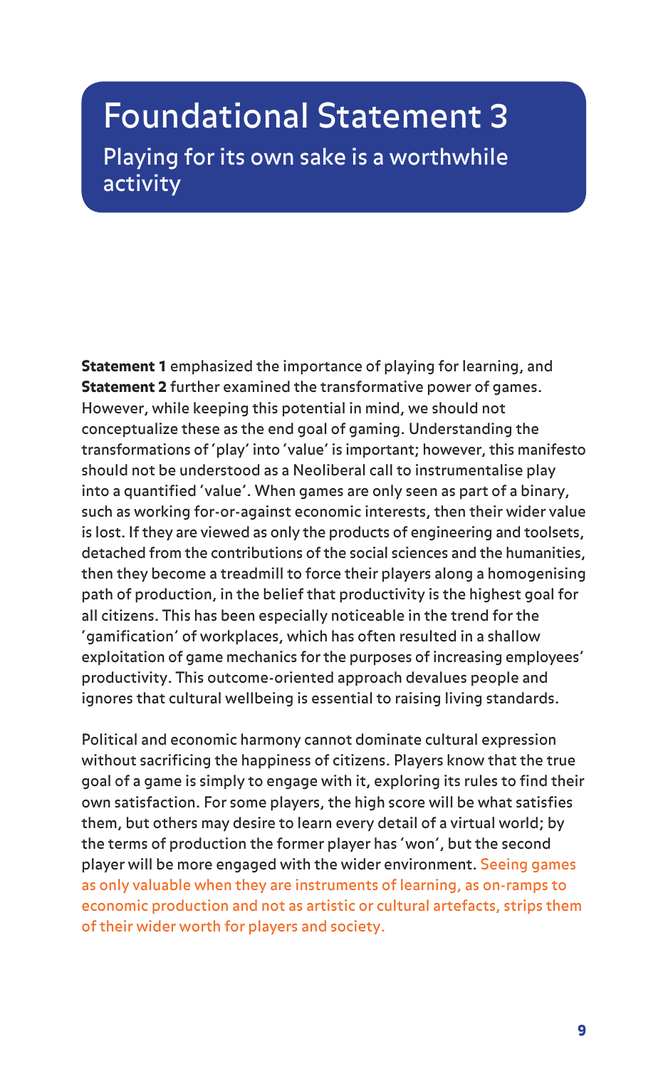# Foundational Statement 3

## Playing for its own sake is a worthwhile activity

**Statement 1** emphasized the importance of playing for learning, and **Statement 2** further examined the transformative power of games. However, while keeping this potential in mind, we should not conceptualize these as the end goal of gaming. Understanding the transformations of 'play' into 'value' is important; however, this manifesto should not be understood as a Neoliberal call to instrumentalise play into a quantified 'value'. When games are only seen as part of a binary, such as working for-or-against economic interests, then their wider value is lost. If they are viewed as only the products of engineering and toolsets, detached from the contributions of the social sciences and the humanities, then they become a treadmill to force their players along a homogenising path of production, in the belief that productivity is the highest goal for all citizens. This has been especially noticeable in the trend for the 'gamification' of workplaces, which has often resulted in a shallow exploitation of game mechanics for the purposes of increasing employees' productivity. This outcome-oriented approach devalues people and ignores that cultural wellbeing is essential to raising living standards.

Political and economic harmony cannot dominate cultural expression without sacrificing the happiness of citizens. Players know that the true goal of a game is simply to engage with it, exploring its rules to find their own satisfaction. For some players, the high score will be what satisfies them, but others may desire to learn every detail of a virtual world; by the terms of production the former player has 'won', but the second player will be more engaged with the wider environment. Seeing games as only valuable when they are instruments of learning, as on-ramps to economic production and not as artistic or cultural artefacts, strips them of their wider worth for players and society.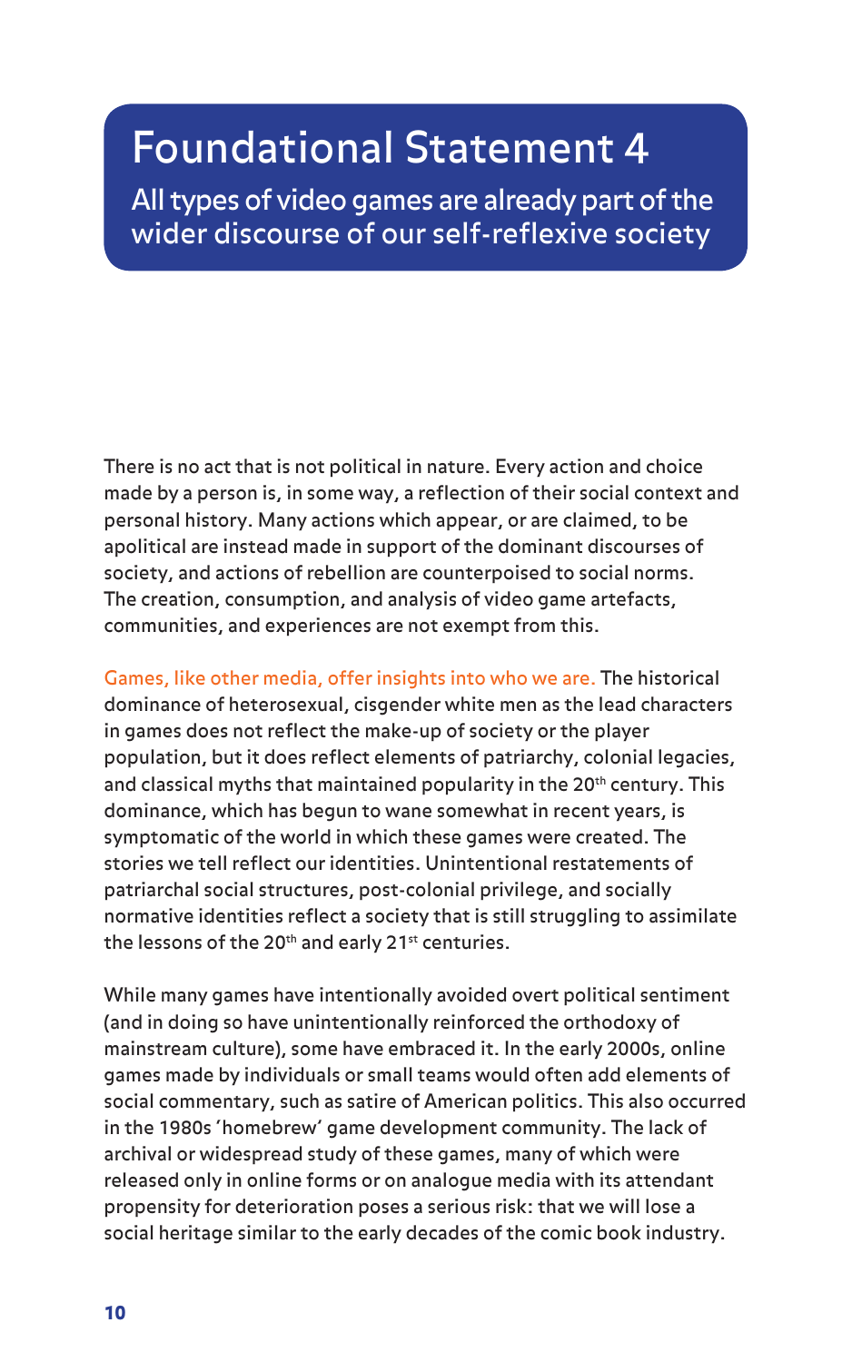# Foundational Statement 4

## All types of video games are already part of the wider discourse of our self-reflexive society

There is no act that is not political in nature. Every action and choice made by a person is, in some way, a reflection of their social context and personal history. Many actions which appear, or are claimed, to be apolitical are instead made in support of the dominant discourses of society, and actions of rebellion are counterpoised to social norms. The creation, consumption, and analysis of video game artefacts, communities, and experiences are not exempt from this.

Games, like other media, offer insights into who we are. The historical dominance of heterosexual, cisgender white men as the lead characters in games does not reflect the make-up of society or the player population, but it does reflect elements of patriarchy, colonial legacies, and classical myths that maintained popularity in the 20th century. This dominance, which has begun to wane somewhat in recent years, is symptomatic of the world in which these games were created. The stories we tell reflect our identities. Unintentional restatements of patriarchal social structures, post-colonial privilege, and socially normative identities reflect a society that is still struggling to assimilate the lessons of the 20th and early 21st centuries.

While many games have intentionally avoided overt political sentiment (and in doing so have unintentionally reinforced the orthodoxy of mainstream culture), some have embraced it. In the early 2000s, online games made by individuals or small teams would often add elements of social commentary, such as satire of American politics. This also occurred in the 1980s 'homebrew' game development community. The lack of archival or widespread study of these games, many of which were released only in online forms or on analogue media with its attendant propensity for deterioration poses a serious risk: that we will lose a social heritage similar to the early decades of the comic book industry.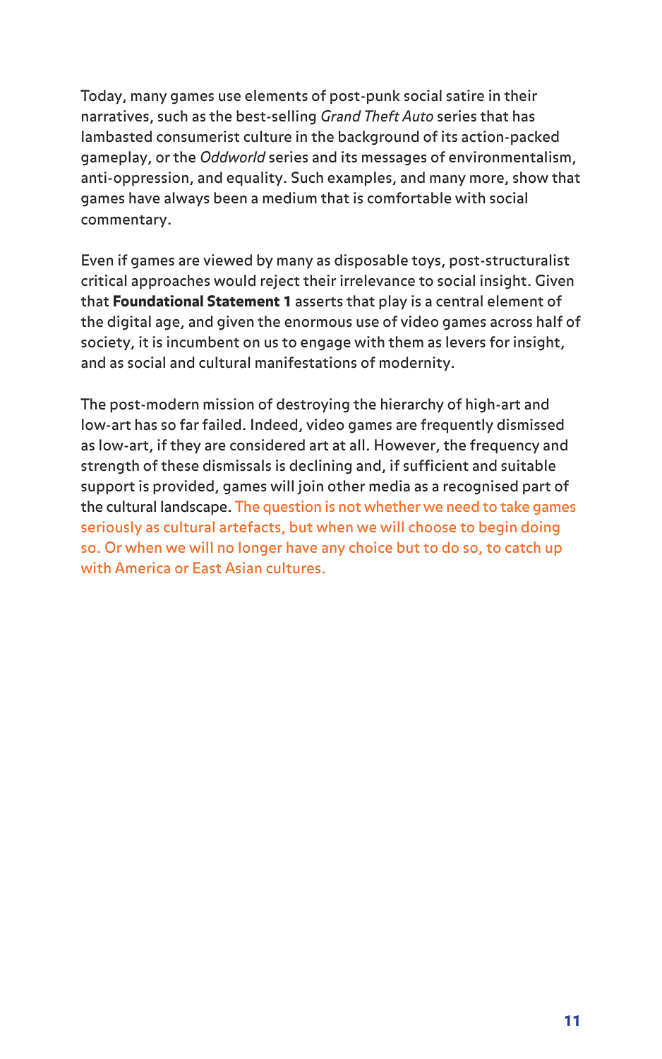Today, many games use elements of post-punk social satire in their narratives, such as the best-selling *Grand Theft Auto* series that has lambasted consumerist culture in the background of its action-packed gameplay, or the *Oddworld* series and its messages of environmentalism, anti-oppression, and equality. Such examples, and many more, show that games have always been a medium that is comfortable with social commentary.

Even if games are viewed by many as disposable toys, post-structuralist critical approaches would reject their irrelevance to social insight. Given that **Foundational Statement 1** asserts that play is a central element of the digital age, and given the enormous use of video games across half of society, it is incumbent on us to engage with them as levers for insight, and as social and cultural manifestations of modernity.

The post-modern mission of destroying the hierarchy of high-art and low-art has so far failed. Indeed, video games are frequently dismissed as low-art, if they are considered art at all. However, the frequency and strength of these dismissals is declining and, if sufficient and suitable support is provided, games will join other media as a recognised part of the cultural landscape. The question is not whether we need to take games seriously as cultural artefacts, but when we will choose to begin doing so. Or when we will no longer have any choice but to do so, to catch up with America or East Asian cultures.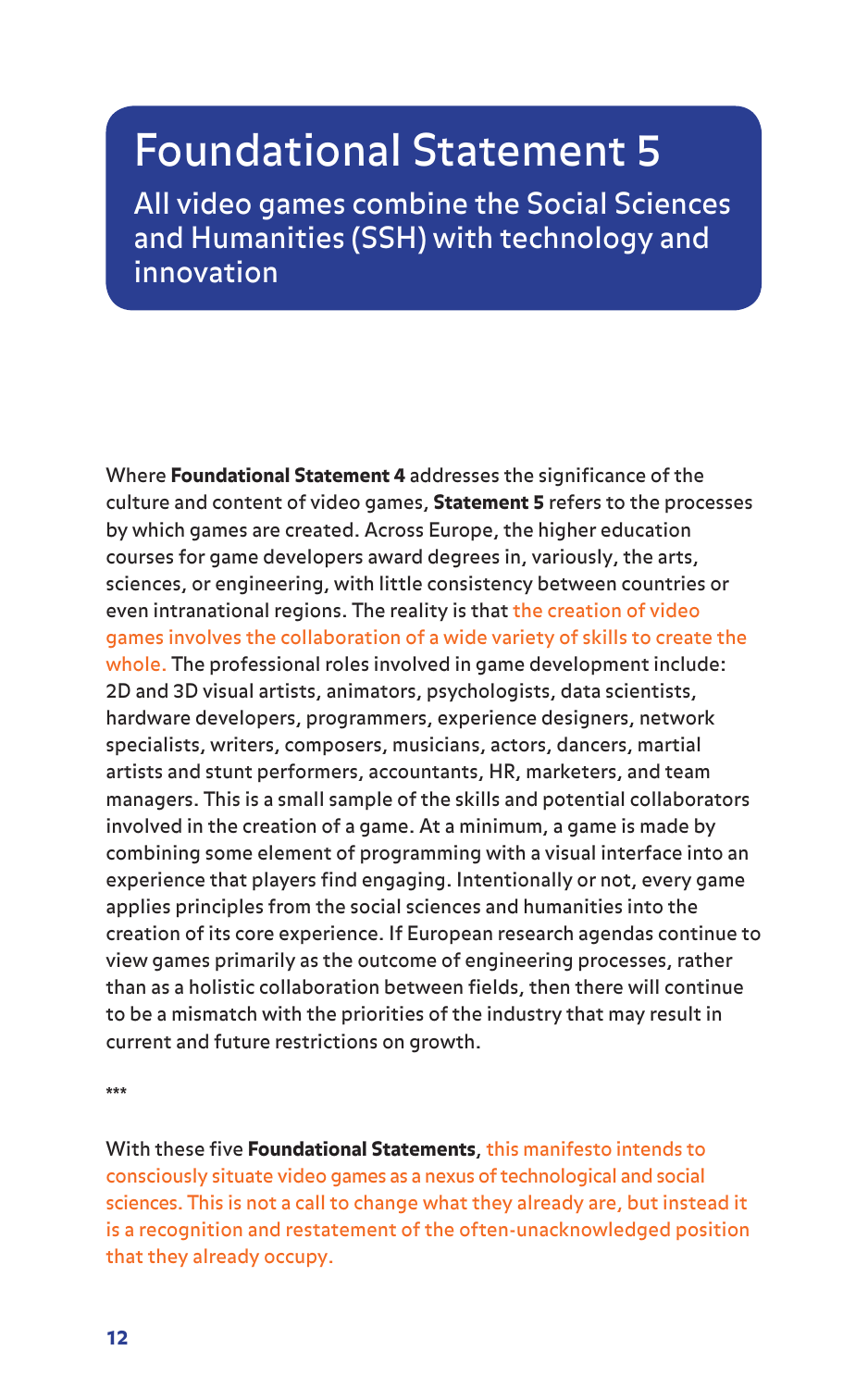# Foundational Statement 5

## All video games combine the Social Sciences and Humanities (SSH) with technology and innovation

Where **Foundational Statement 4** addresses the significance of the culture and content of video games, **Statement 5** refers to the processes by which games are created. Across Europe, the higher education courses for game developers award degrees in, variously, the arts, sciences, or engineering, with little consistency between countries or even intranational regions. The reality is that the creation of video games involves the collaboration of a wide variety of skills to create the whole. The professional roles involved in game development include: 2D and 3D visual artists, animators, psychologists, data scientists, hardware developers, programmers, experience designers, network specialists, writers, composers, musicians, actors, dancers, martial artists and stunt performers, accountants, HR, marketers, and team managers. This is a small sample of the skills and potential collaborators involved in the creation of a game. At a minimum, a game is made by combining some element of programming with a visual interface into an experience that players find engaging. Intentionally or not, every game applies principles from the social sciences and humanities into the creation of its core experience. If European research agendas continue to view games primarily as the outcome of engineering processes, rather than as a holistic collaboration between fields, then there will continue to be a mismatch with the priorities of the industry that may result in current and future restrictions on growth.

***

With these five **Foundational Statements**, this manifesto intends to consciously situate video games as a nexus of technological and social sciences. This is not a call to change what they already are, but instead it is a recognition and restatement of the often-unacknowledged position that they already occupy.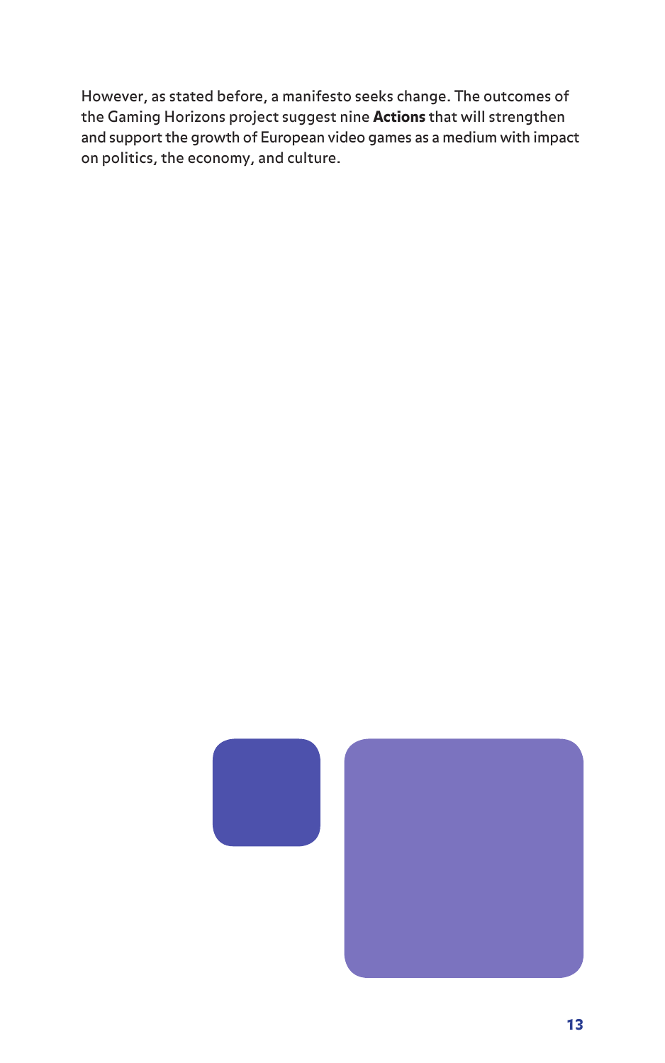However, as stated before, a manifesto seeks change. The outcomes of the Gaming Horizons project suggest nine **Actions** that will strengthen and support the growth of European video games as a medium with impact on politics, the economy, and culture.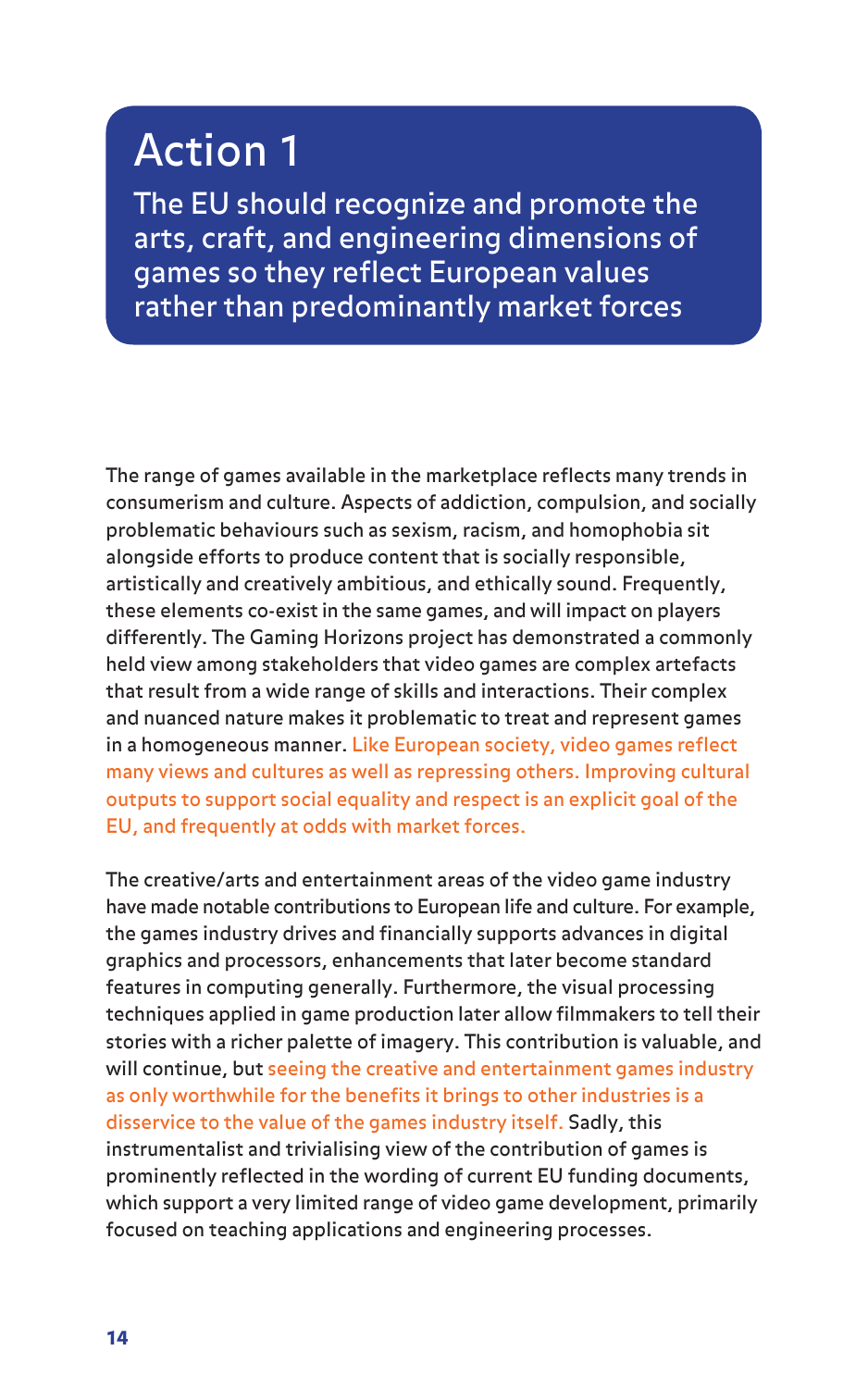# Action 1

## The EU should recognize and promote the arts, craft, and engineering dimensions of games so they reflect European values rather than predominantly market forces

The range of games available in the marketplace reflects many trends in consumerism and culture. Aspects of addiction, compulsion, and socially problematic behaviours such as sexism, racism, and homophobia sit alongside efforts to produce content that is socially responsible, artistically and creatively ambitious, and ethically sound. Frequently, these elements co-exist in the same games, and will impact on players differently. The Gaming Horizons project has demonstrated a commonly held view among stakeholders that video games are complex artefacts that result from a wide range of skills and interactions. Their complex and nuanced nature makes it problematic to treat and represent games in a homogeneous manner. Like European society, video games reflect many views and cultures as well as repressing others. Improving cultural outputs to support social equality and respect is an explicit goal of the EU, and frequently at odds with market forces.

The creative/arts and entertainment areas of the video game industry have made notable contributions to European life and culture. For example, the games industry drives and financially supports advances in digital graphics and processors, enhancements that later become standard features in computing generally. Furthermore, the visual processing techniques applied in game production later allow filmmakers to tell their stories with a richer palette of imagery. This contribution is valuable, and will continue, but seeing the creative and entertainment games industry as only worthwhile for the benefits it brings to other industries is a disservice to the value of the games industry itself. Sadly, this instrumentalist and trivialising view of the contribution of games is prominently reflected in the wording of current EU funding documents, which support a very limited range of video game development, primarily focused on teaching applications and engineering processes.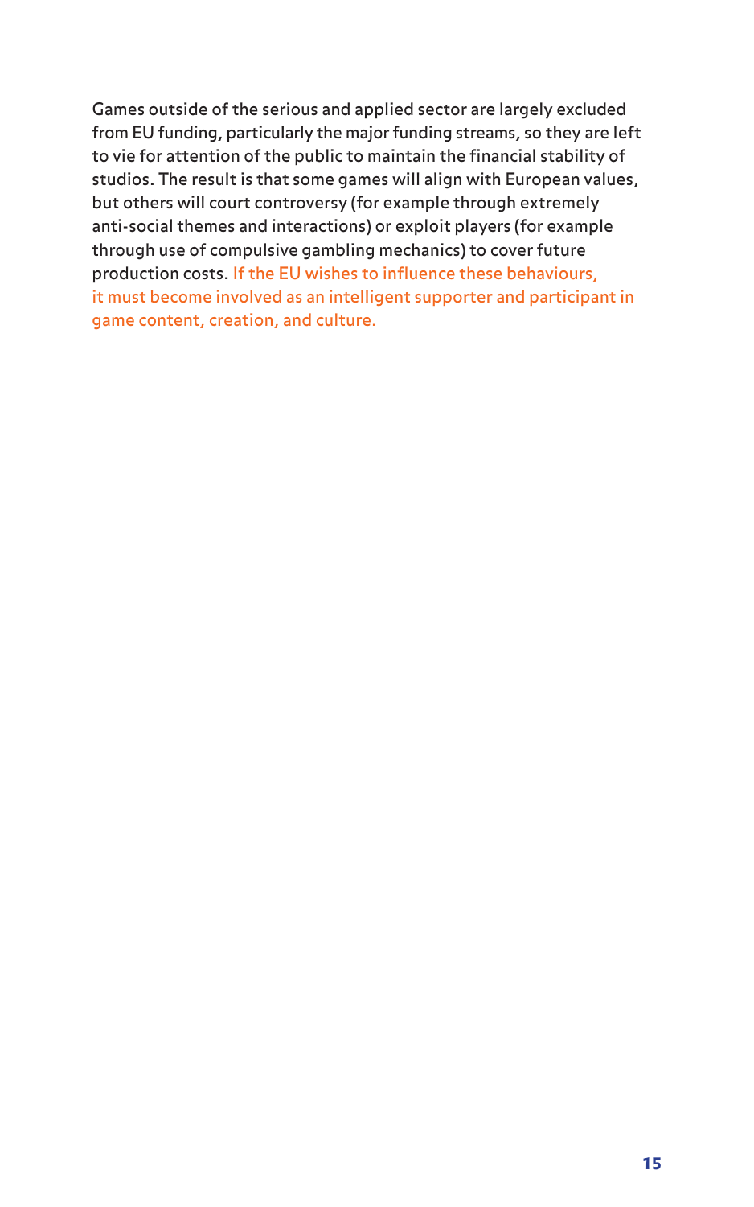Games outside of the serious and applied sector are largely excluded from EU funding, particularly the major funding streams, so they are left to vie for attention of the public to maintain the financial stability of studios. The result is that some games will align with European values, but others will court controversy (for example through extremely anti-social themes and interactions) or exploit players (for example through use of compulsive gambling mechanics) to cover future production costs. If the EU wishes to influence these behaviours, it must become involved as an intelligent supporter and participant in game content, creation, and culture.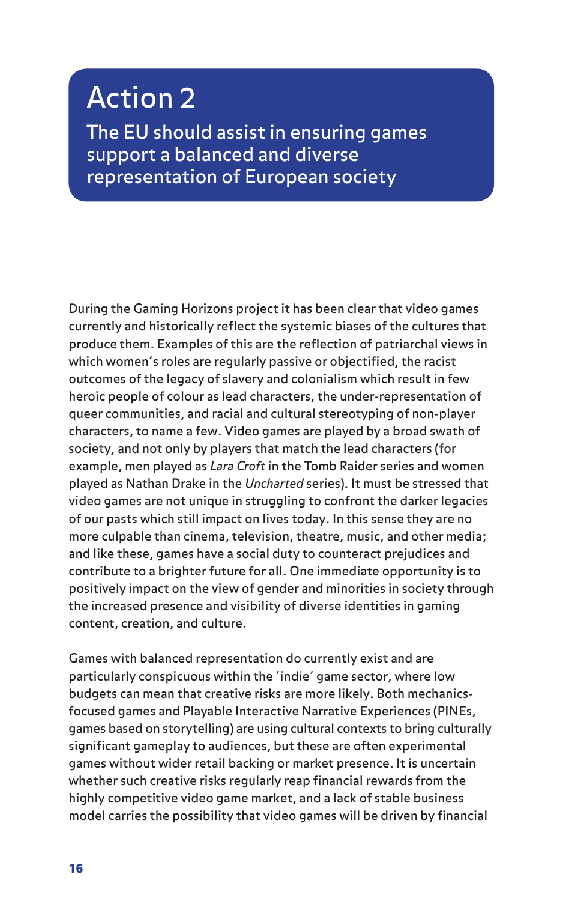# Action 2

## The EU should assist in ensuring games support a balanced and diverse representation of European society

During the Gaming Horizons project it has been clear that video games currently and historically reflect the systemic biases of the cultures that produce them. Examples of this are the reflection of patriarchal views in which women's roles are regularly passive or objectified, the racist outcomes of the legacy of slavery and colonialism which result in few heroic people of colour as lead characters, the under-representation of queer communities, and racial and cultural stereotyping of non-player characters, to name a few. Video games are played by a broad swath of society, and not only by players that match the lead characters (for example, men played as *Lara Croft* in the Tomb Raider series and women played as Nathan Drake in the *Uncharted* series). It must be stressed that video games are not unique in struggling to confront the darker legacies of our pasts which still impact on lives today. In this sense they are no more culpable than cinema, television, theatre, music, and other media; and like these, games have a social duty to counteract prejudices and contribute to a brighter future for all. One immediate opportunity is to positively impact on the view of gender and minorities in society through the increased presence and visibility of diverse identities in gaming content, creation, and culture.

Games with balanced representation do currently exist and are particularly conspicuous within the 'indie' game sector, where low budgets can mean that creative risks are more likely. Both mechanics-focused games and Playable Interactive Narrative Experiences (PINEs, games based on storytelling) are using cultural contexts to bring culturally significant gameplay to audiences, but these are often experimental games without wider retail backing or market presence. It is uncertain whether such creative risks regularly reap financial rewards from the highly competitive video game market, and a lack of stable business model carries the possibility that video games will be driven by financial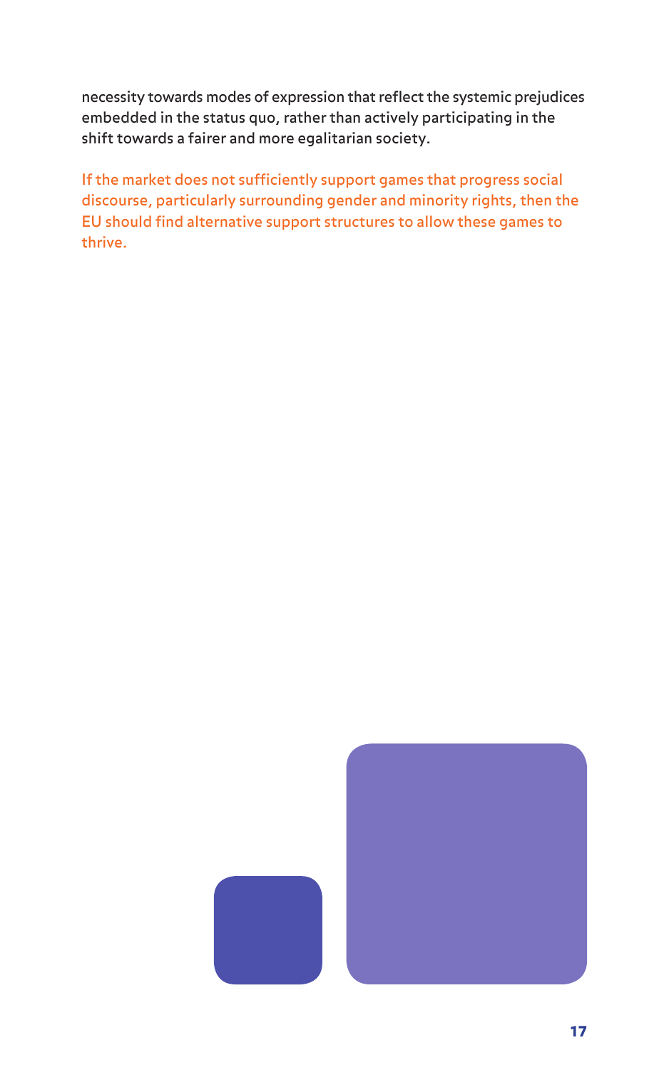necessity towards modes of expression that reflect the systemic prejudices embedded in the status quo, rather than actively participating in the shift towards a fairer and more egalitarian society.

If the market does not sufficiently support games that progress social discourse, particularly surrounding gender and minority rights, then the EU should find alternative support structures to allow these games to thrive.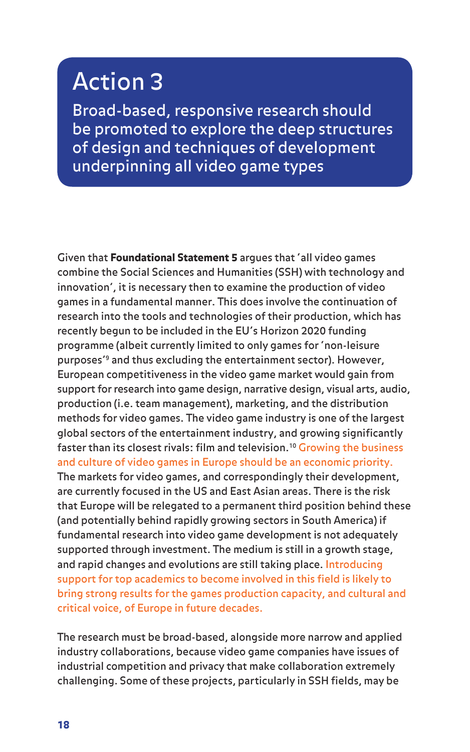# Action 3

## Broad-based, responsive research should be promoted to explore the deep structures of design and techniques of development underpinning all video game types

Given that **Foundational Statement 5** argues that 'all video games combine the Social Sciences and Humanities (SSH) with technology and innovation', it is necessary then to examine the production of video games in a fundamental manner. This does involve the continuation of research into the tools and technologies of their production, which has recently begun to be included in the EU's Horizon 2020 funding programme (albeit currently limited to only games for 'non-leisure purposes'[9] and thus excluding the entertainment sector). However, European competitiveness in the video game market would gain from support for research into game design, narrative design, visual arts, audio, production (i.e. team management), marketing, and the distribution methods for video games. The video game industry is one of the largest global sectors of the entertainment industry, and growing significantly faster than its closest rivals: film and television.[10] Growing the business and culture of video games in Europe should be an economic priority. The markets for video games, and correspondingly their development, are currently focused in the US and East Asian areas. There is the risk that Europe will be relegated to a permanent third position behind these (and potentially behind rapidly growing sectors in South America) if fundamental research into video game development is not adequately supported through investment. The medium is still in a growth stage, and rapid changes and evolutions are still taking place. Introducing support for top academics to become involved in this field is likely to bring strong results for the games production capacity, and cultural and critical voice, of Europe in future decades.

The research must be broad-based, alongside more narrow and applied industry collaborations, because video game companies have issues of industrial competition and privacy that make collaboration extremely challenging. Some of these projects, particularly in SSH fields, may be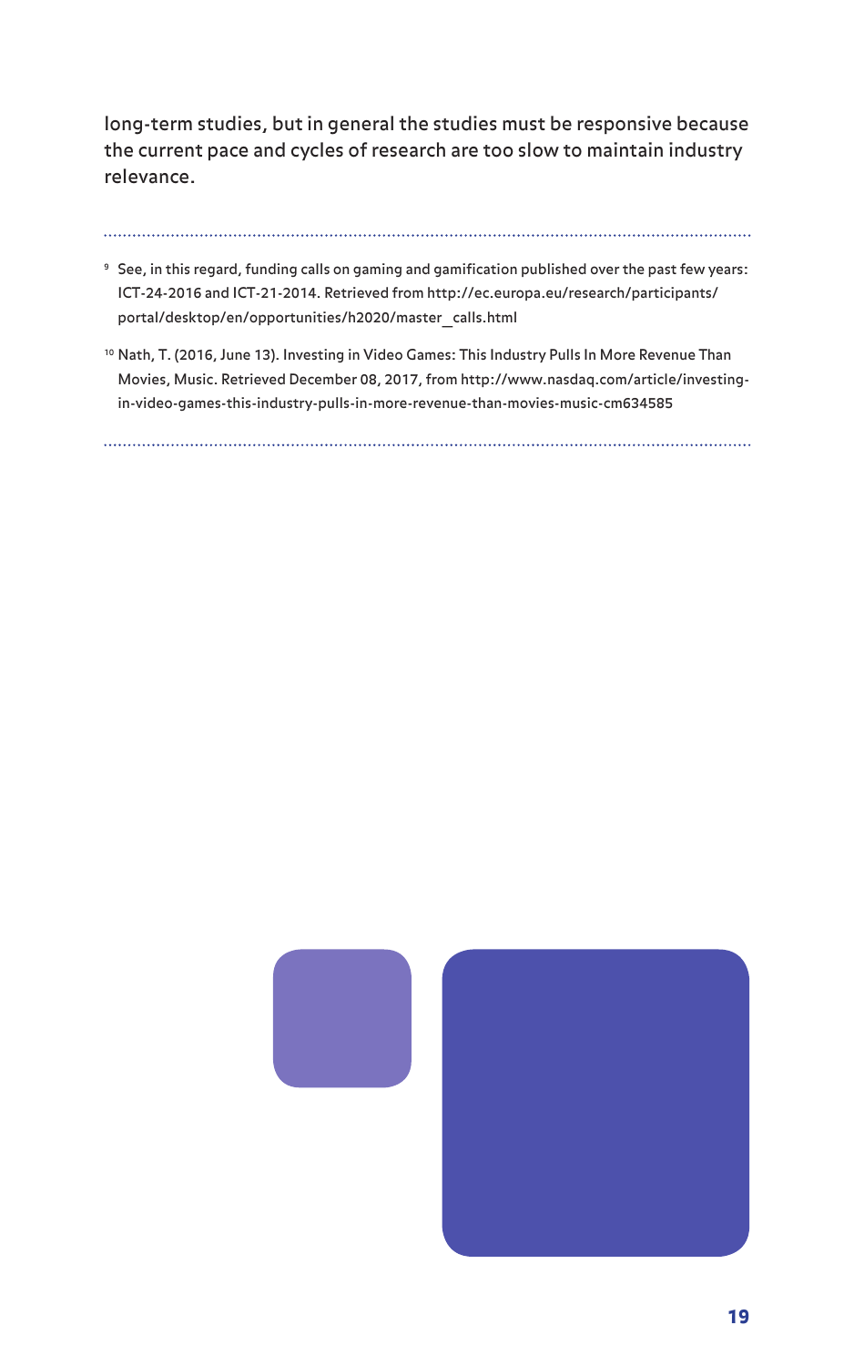long-term studies, but in general the studies must be responsive because the current pace and cycles of research are too slow to maintain industry relevance.

---

[9] See, in this regard, funding calls on gaming and gamification published over the past few years: ICT-24-2016 and ICT-21-2014. Retrieved from http://ec.europa.eu/research/participants/portal/desktop/en/opportunities/h2020/master_calls.html

[10] Nath, T. (2016, June 13). Investing in Video Games: This Industry Pulls In More Revenue Than Movies, Music. Retrieved December 08, 2017, from http://www.nasdaq.com/article/investing-in-video-games-this-industry-pulls-in-more-revenue-than-movies-music-cm634585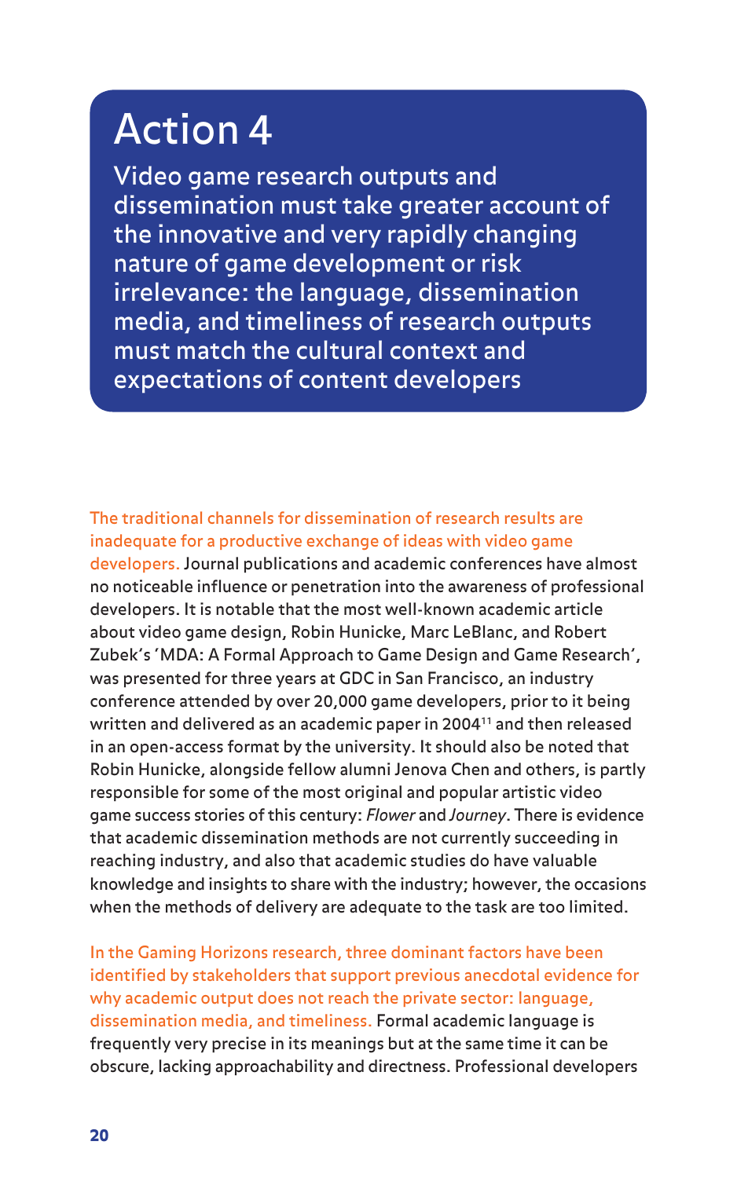# Action 4

## Video game research outputs and dissemination must take greater account of the innovative and very rapidly changing nature of game development or risk irrelevance: the language, dissemination media, and timeliness of research outputs must match the cultural context and expectations of content developers

The traditional channels for dissemination of research results are inadequate for a productive exchange of ideas with video game developers. Journal publications and academic conferences have almost no noticeable influence or penetration into the awareness of professional developers. It is notable that the most well-known academic article about video game design, Robin Hunicke, Marc LeBlanc, and Robert Zubek's 'MDA: A Formal Approach to Game Design and Game Research', was presented for three years at GDC in San Francisco, an industry conference attended by over 20,000 game developers, prior to it being written and delivered as an academic paper in 2004[11] and then released in an open-access format by the university. It should also be noted that Robin Hunicke, alongside fellow alumni Jenova Chen and others, is partly responsible for some of the most original and popular artistic video game success stories of this century: *Flower* and *Journey*. There is evidence that academic dissemination methods are not currently succeeding in reaching industry, and also that academic studies do have valuable knowledge and insights to share with the industry; however, the occasions when the methods of delivery are adequate to the task are too limited.

In the Gaming Horizons research, three dominant factors have been identified by stakeholders that support previous anecdotal evidence for why academic output does not reach the private sector: language, dissemination media, and timeliness. Formal academic language is frequently very precise in its meanings but at the same time it can be obscure, lacking approachability and directness. Professional developers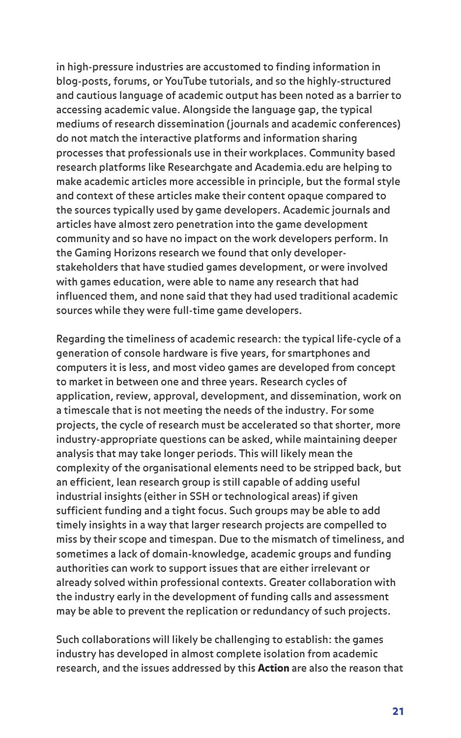in high-pressure industries are accustomed to finding information in blog-posts, forums, or YouTube tutorials, and so the highly-structured and cautious language of academic output has been noted as a barrier to accessing academic value. Alongside the language gap, the typical mediums of research dissemination (journals and academic conferences) do not match the interactive platforms and information sharing processes that professionals use in their workplaces. Community based research platforms like Researchgate and Academia.edu are helping to make academic articles more accessible in principle, but the formal style and context of these articles make their content opaque compared to the sources typically used by game developers. Academic journals and articles have almost zero penetration into the game development community and so have no impact on the work developers perform. In the Gaming Horizons research we found that only developer-stakeholders that have studied games development, or were involved with games education, were able to name any research that had influenced them, and none said that they had used traditional academic sources while they were full-time game developers.

Regarding the timeliness of academic research: the typical life-cycle of a generation of console hardware is five years, for smartphones and computers it is less, and most video games are developed from concept to market in between one and three years. Research cycles of application, review, approval, development, and dissemination, work on a timescale that is not meeting the needs of the industry. For some projects, the cycle of research must be accelerated so that shorter, more industry-appropriate questions can be asked, while maintaining deeper analysis that may take longer periods. This will likely mean the complexity of the organisational elements need to be stripped back, but an efficient, lean research group is still capable of adding useful industrial insights (either in SSH or technological areas) if given sufficient funding and a tight focus. Such groups may be able to add timely insights in a way that larger research projects are compelled to miss by their scope and timespan. Due to the mismatch of timeliness, and sometimes a lack of domain-knowledge, academic groups and funding authorities can work to support issues that are either irrelevant or already solved within professional contexts. Greater collaboration with the industry early in the development of funding calls and assessment may be able to prevent the replication or redundancy of such projects.

Such collaborations will likely be challenging to establish: the games industry has developed in almost complete isolation from academic research, and the issues addressed by this **Action** are also the reason that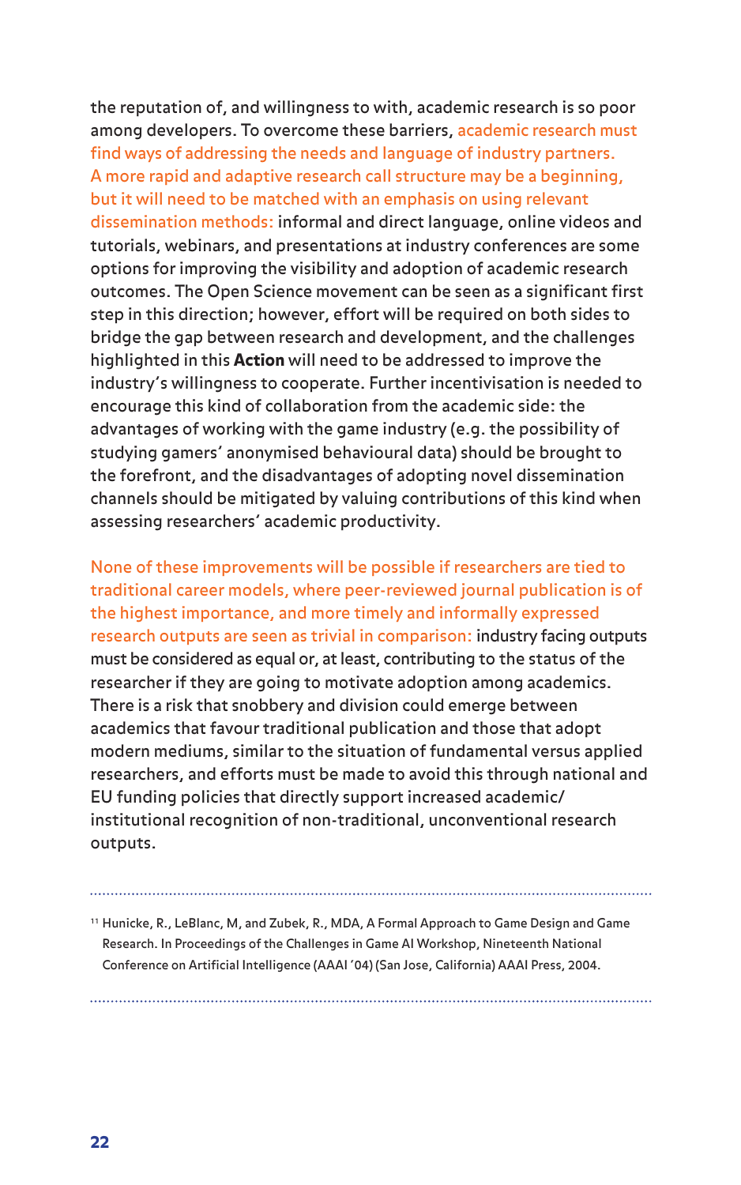the reputation of, and willingness to with, academic research is so poor among developers. To overcome these barriers, academic research must find ways of addressing the needs and language of industry partners. A more rapid and adaptive research call structure may be a beginning, but it will need to be matched with an emphasis on using relevant dissemination methods: informal and direct language, online videos and tutorials, webinars, and presentations at industry conferences are some options for improving the visibility and adoption of academic research outcomes. The Open Science movement can be seen as a significant first step in this direction; however, effort will be required on both sides to bridge the gap between research and development, and the challenges highlighted in this **Action** will need to be addressed to improve the industry's willingness to cooperate. Further incentivisation is needed to encourage this kind of collaboration from the academic side: the advantages of working with the game industry (e.g. the possibility of studying gamers' anonymised behavioural data) should be brought to the forefront, and the disadvantages of adopting novel dissemination channels should be mitigated by valuing contributions of this kind when assessing researchers' academic productivity.

None of these improvements will be possible if researchers are tied to traditional career models, where peer-reviewed journal publication is of the highest importance, and more timely and informally expressed research outputs are seen as trivial in comparison: industry facing outputs must be considered as equal or, at least, contributing to the status of the researcher if they are going to motivate adoption among academics. There is a risk that snobbery and division could emerge between academics that favour traditional publication and those that adopt modern mediums, similar to the situation of fundamental versus applied researchers, and efforts must be made to avoid this through national and EU funding policies that directly support increased academic/institutional recognition of non-traditional, unconventional research outputs.

---

[11] Hunicke, R., LeBlanc, M, and Zubek, R., MDA, A Formal Approach to Game Design and Game Research. In Proceedings of the Challenges in Game AI Workshop, Nineteenth National Conference on Artificial Intelligence (AAAI '04) (San Jose, California) AAAI Press, 2004.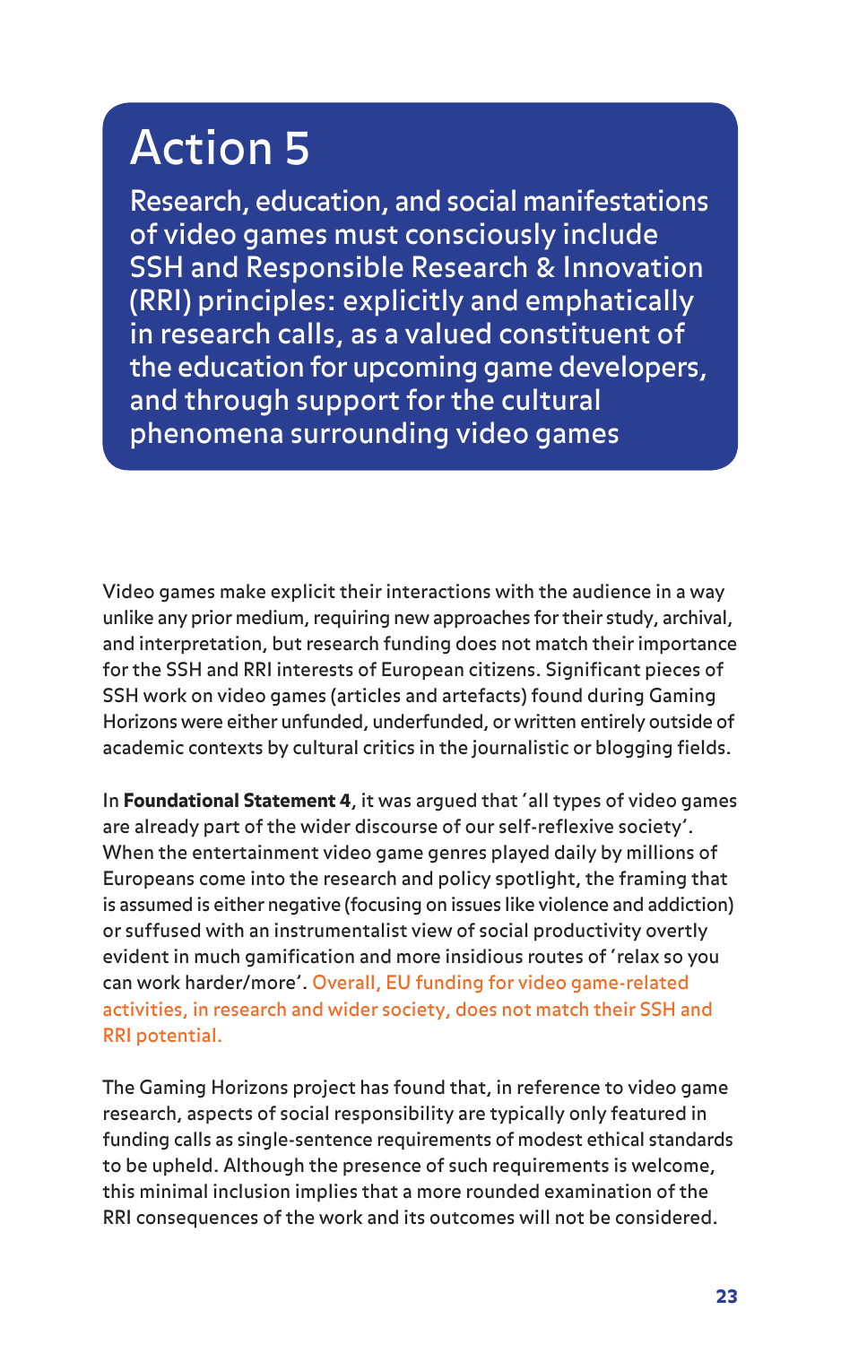# Action 5

## Research, education, and social manifestations of video games must consciously include SSH and Responsible Research & Innovation (RRI) principles: explicitly and emphatically in research calls, as a valued constituent of the education for upcoming game developers, and through support for the cultural phenomena surrounding video games

Video games make explicit their interactions with the audience in a way unlike any prior medium, requiring new approaches for their study, archival, and interpretation, but research funding does not match their importance for the SSH and RRI interests of European citizens. Significant pieces of SSH work on video games (articles and artefacts) found during Gaming Horizons were either unfunded, underfunded, or written entirely outside of academic contexts by cultural critics in the journalistic or blogging fields.

In **Foundational Statement 4**, it was argued that 'all types of video games are already part of the wider discourse of our self-reflexive society'. When the entertainment video game genres played daily by millions of Europeans come into the research and policy spotlight, the framing that is assumed is either negative (focusing on issues like violence and addiction) or suffused with an instrumentalist view of social productivity overtly evident in much gamification and more insidious routes of 'relax so you can work harder/more'. Overall, EU funding for video game-related activities, in research and wider society, does not match their SSH and RRI potential.

The Gaming Horizons project has found that, in reference to video game research, aspects of social responsibility are typically only featured in funding calls as single-sentence requirements of modest ethical standards to be upheld. Although the presence of such requirements is welcome, this minimal inclusion implies that a more rounded examination of the RRI consequences of the work and its outcomes will not be considered.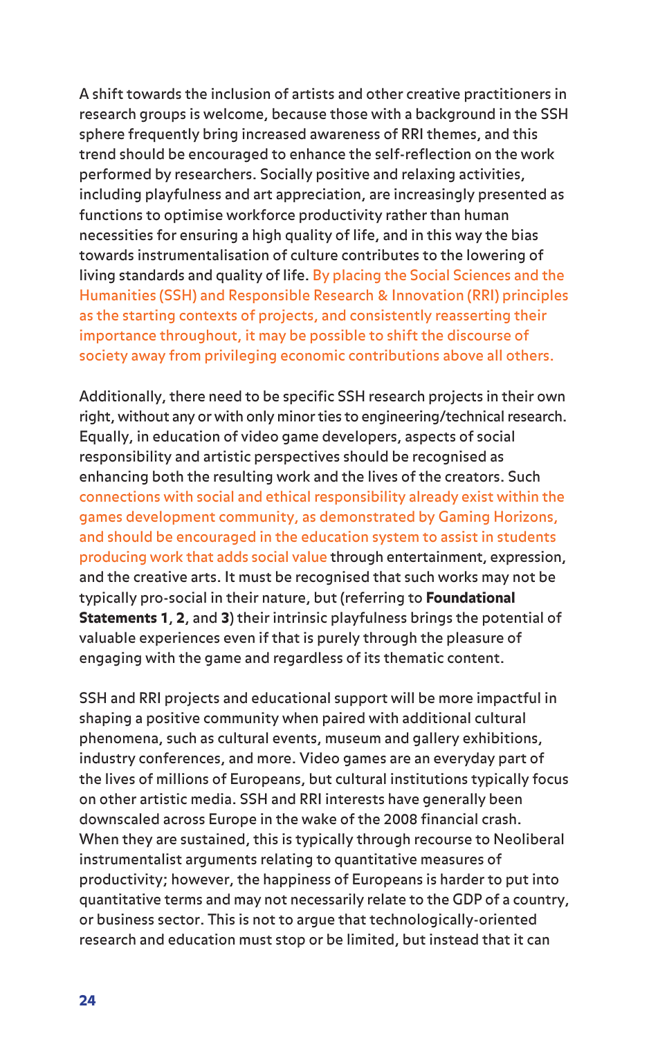A shift towards the inclusion of artists and other creative practitioners in research groups is welcome, because those with a background in the SSH sphere frequently bring increased awareness of RRI themes, and this trend should be encouraged to enhance the self-reflection on the work performed by researchers. Socially positive and relaxing activities, including playfulness and art appreciation, are increasingly presented as functions to optimise workforce productivity rather than human necessities for ensuring a high quality of life, and in this way the bias towards instrumentalisation of culture contributes to the lowering of living standards and quality of life. By placing the Social Sciences and the Humanities (SSH) and Responsible Research & Innovation (RRI) principles as the starting contexts of projects, and consistently reasserting their importance throughout, it may be possible to shift the discourse of society away from privileging economic contributions above all others.

Additionally, there need to be specific SSH research projects in their own right, without any or with only minor ties to engineering/technical research. Equally, in education of video game developers, aspects of social responsibility and artistic perspectives should be recognised as enhancing both the resulting work and the lives of the creators. Such connections with social and ethical responsibility already exist within the games development community, as demonstrated by Gaming Horizons, and should be encouraged in the education system to assist in students producing work that adds social value through entertainment, expression, and the creative arts. It must be recognised that such works may not be typically pro-social in their nature, but (referring to **Foundational Statements 1**, **2**, and **3**) their intrinsic playfulness brings the potential of valuable experiences even if that is purely through the pleasure of engaging with the game and regardless of its thematic content.

SSH and RRI projects and educational support will be more impactful in shaping a positive community when paired with additional cultural phenomena, such as cultural events, museum and gallery exhibitions, industry conferences, and more. Video games are an everyday part of the lives of millions of Europeans, but cultural institutions typically focus on other artistic media. SSH and RRI interests have generally been downscaled across Europe in the wake of the 2008 financial crash. When they are sustained, this is typically through recourse to Neoliberal instrumentalist arguments relating to quantitative measures of productivity; however, the happiness of Europeans is harder to put into quantitative terms and may not necessarily relate to the GDP of a country, or business sector. This is not to argue that technologically-oriented research and education must stop or be limited, but instead that it can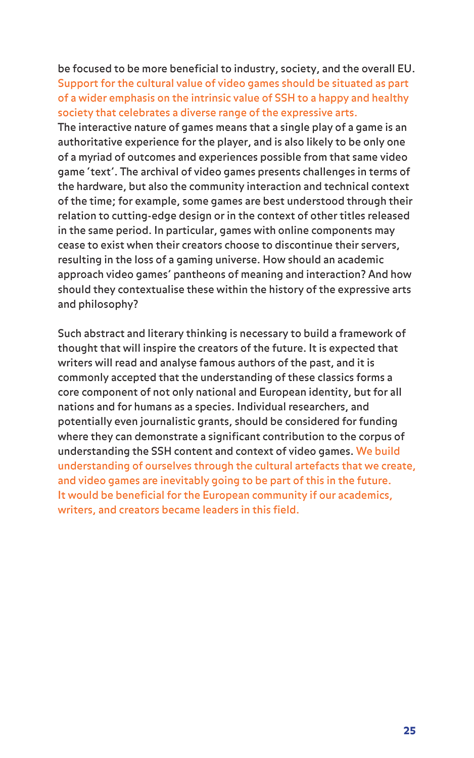be focused to be more beneficial to industry, society, and the overall EU. Support for the cultural value of video games should be situated as part of a wider emphasis on the intrinsic value of SSH to a happy and healthy society that celebrates a diverse range of the expressive arts.
The interactive nature of games means that a single play of a game is an authoritative experience for the player, and is also likely to be only one of a myriad of outcomes and experiences possible from that same video game 'text'. The archival of video games presents challenges in terms of the hardware, but also the community interaction and technical context of the time; for example, some games are best understood through their relation to cutting-edge design or in the context of other titles released in the same period. In particular, games with online components may cease to exist when their creators choose to discontinue their servers, resulting in the loss of a gaming universe. How should an academic approach video games' pantheons of meaning and interaction? And how should they contextualise these within the history of the expressive arts and philosophy?

Such abstract and literary thinking is necessary to build a framework of thought that will inspire the creators of the future. It is expected that writers will read and analyse famous authors of the past, and it is commonly accepted that the understanding of these classics forms a core component of not only national and European identity, but for all nations and for humans as a species. Individual researchers, and potentially even journalistic grants, should be considered for funding where they can demonstrate a significant contribution to the corpus of understanding the SSH content and context of video games. We build understanding of ourselves through the cultural artefacts that we create, and video games are inevitably going to be part of this in the future. It would be beneficial for the European community if our academics, writers, and creators became leaders in this field.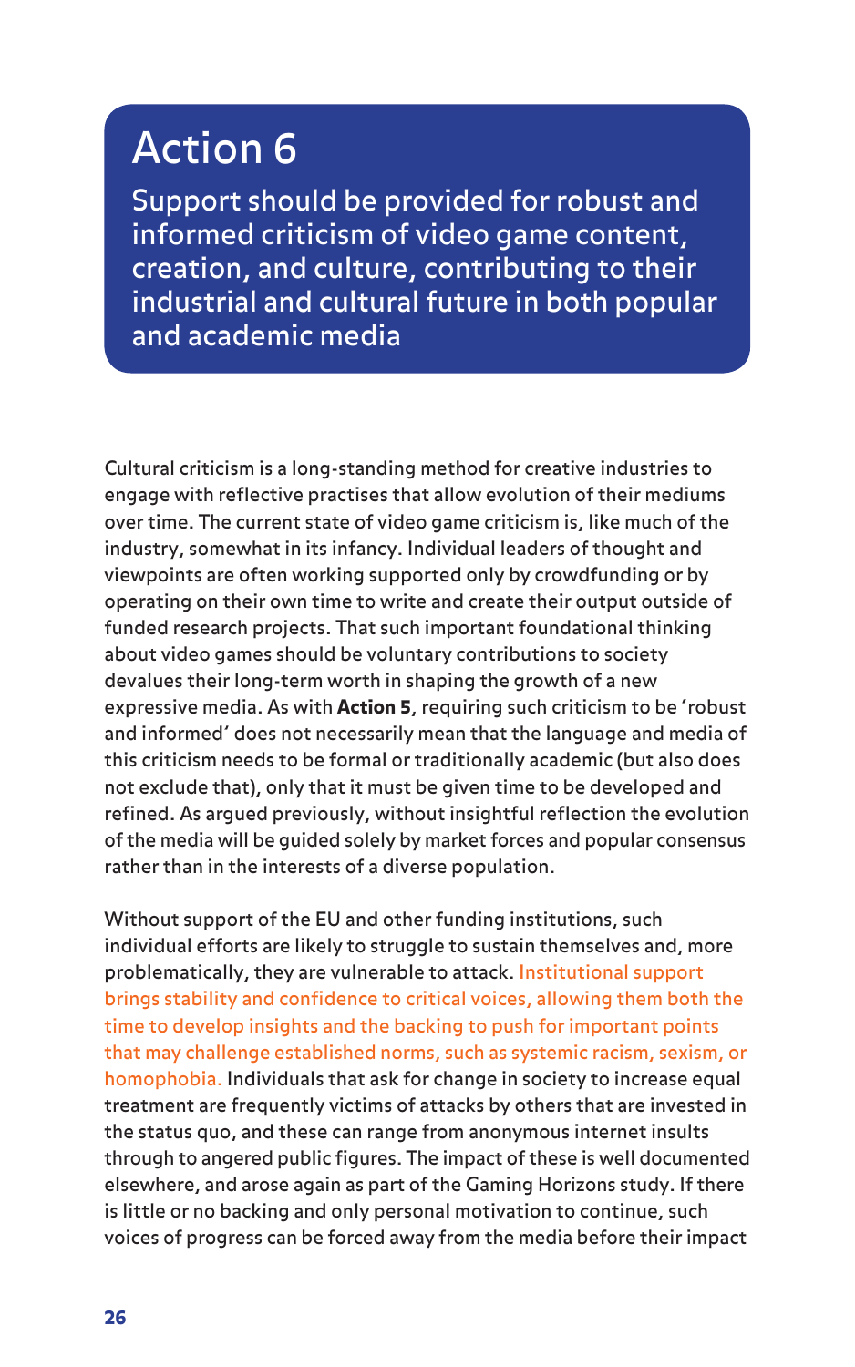# Action 6

## Support should be provided for robust and informed criticism of video game content, creation, and culture, contributing to their industrial and cultural future in both popular and academic media

Cultural criticism is a long-standing method for creative industries to engage with reflective practises that allow evolution of their mediums over time. The current state of video game criticism is, like much of the industry, somewhat in its infancy. Individual leaders of thought and viewpoints are often working supported only by crowdfunding or by operating on their own time to write and create their output outside of funded research projects. That such important foundational thinking about video games should be voluntary contributions to society devalues their long-term worth in shaping the growth of a new expressive media. As with **Action 5**, requiring such criticism to be 'robust and informed' does not necessarily mean that the language and media of this criticism needs to be formal or traditionally academic (but also does not exclude that), only that it must be given time to be developed and refined. As argued previously, without insightful reflection the evolution of the media will be guided solely by market forces and popular consensus rather than in the interests of a diverse population.

Without support of the EU and other funding institutions, such individual efforts are likely to struggle to sustain themselves and, more problematically, they are vulnerable to attack. Institutional support brings stability and confidence to critical voices, allowing them both the time to develop insights and the backing to push for important points that may challenge established norms, such as systemic racism, sexism, or homophobia. Individuals that ask for change in society to increase equal treatment are frequently victims of attacks by others that are invested in the status quo, and these can range from anonymous internet insults through to angered public figures. The impact of these is well documented elsewhere, and arose again as part of the Gaming Horizons study. If there is little or no backing and only personal motivation to continue, such voices of progress can be forced away from the media before their impact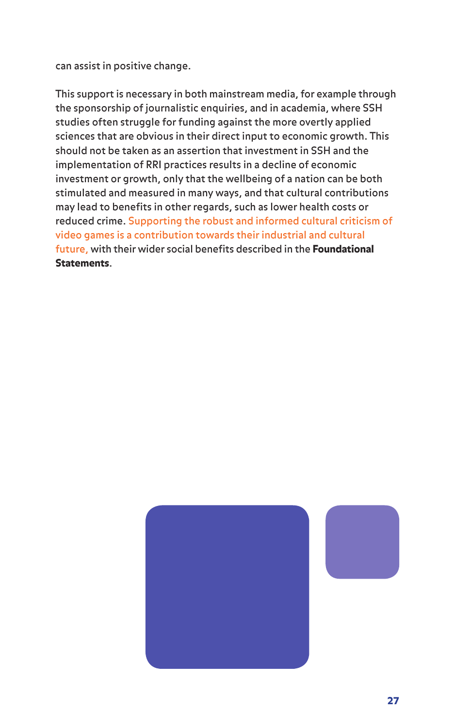can assist in positive change.

This support is necessary in both mainstream media, for example through the sponsorship of journalistic enquiries, and in academia, where SSH studies often struggle for funding against the more overtly applied sciences that are obvious in their direct input to economic growth. This should not be taken as an assertion that investment in SSH and the implementation of RRI practices results in a decline of economic investment or growth, only that the wellbeing of a nation can be both stimulated and measured in many ways, and that cultural contributions may lead to benefits in other regards, such as lower health costs or reduced crime. Supporting the robust and informed cultural criticism of video games is a contribution towards their industrial and cultural future, with their wider social benefits described in the **Foundational Statements**.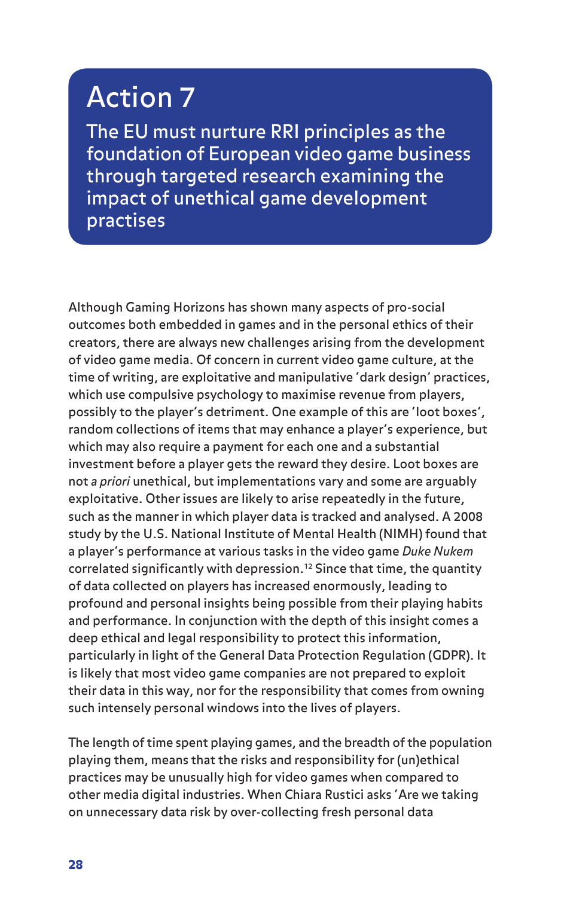# Action 7

## The EU must nurture RRI principles as the foundation of European video game business through targeted research examining the impact of unethical game development practises

Although Gaming Horizons has shown many aspects of pro-social outcomes both embedded in games and in the personal ethics of their creators, there are always new challenges arising from the development of video game media. Of concern in current video game culture, at the time of writing, are exploitative and manipulative 'dark design' practices, which use compulsive psychology to maximise revenue from players, possibly to the player's detriment. One example of this are 'loot boxes', random collections of items that may enhance a player's experience, but which may also require a payment for each one and a substantial investment before a player gets the reward they desire. Loot boxes are not *a priori* unethical, but implementations vary and some are arguably exploitative. Other issues are likely to arise repeatedly in the future, such as the manner in which player data is tracked and analysed. A 2008 study by the U.S. National Institute of Mental Health (NIMH) found that a player's performance at various tasks in the video game *Duke Nukem* correlated significantly with depression.[12] Since that time, the quantity of data collected on players has increased enormously, leading to profound and personal insights being possible from their playing habits and performance. In conjunction with the depth of this insight comes a deep ethical and legal responsibility to protect this information, particularly in light of the General Data Protection Regulation (GDPR). It is likely that most video game companies are not prepared to exploit their data in this way, nor for the responsibility that comes from owning such intensely personal windows into the lives of players.

The length of time spent playing games, and the breadth of the population playing them, means that the risks and responsibility for (un)ethical practices may be unusually high for video games when compared to other media digital industries. When Chiara Rustici asks 'Are we taking on unnecessary data risk by over-collecting fresh personal data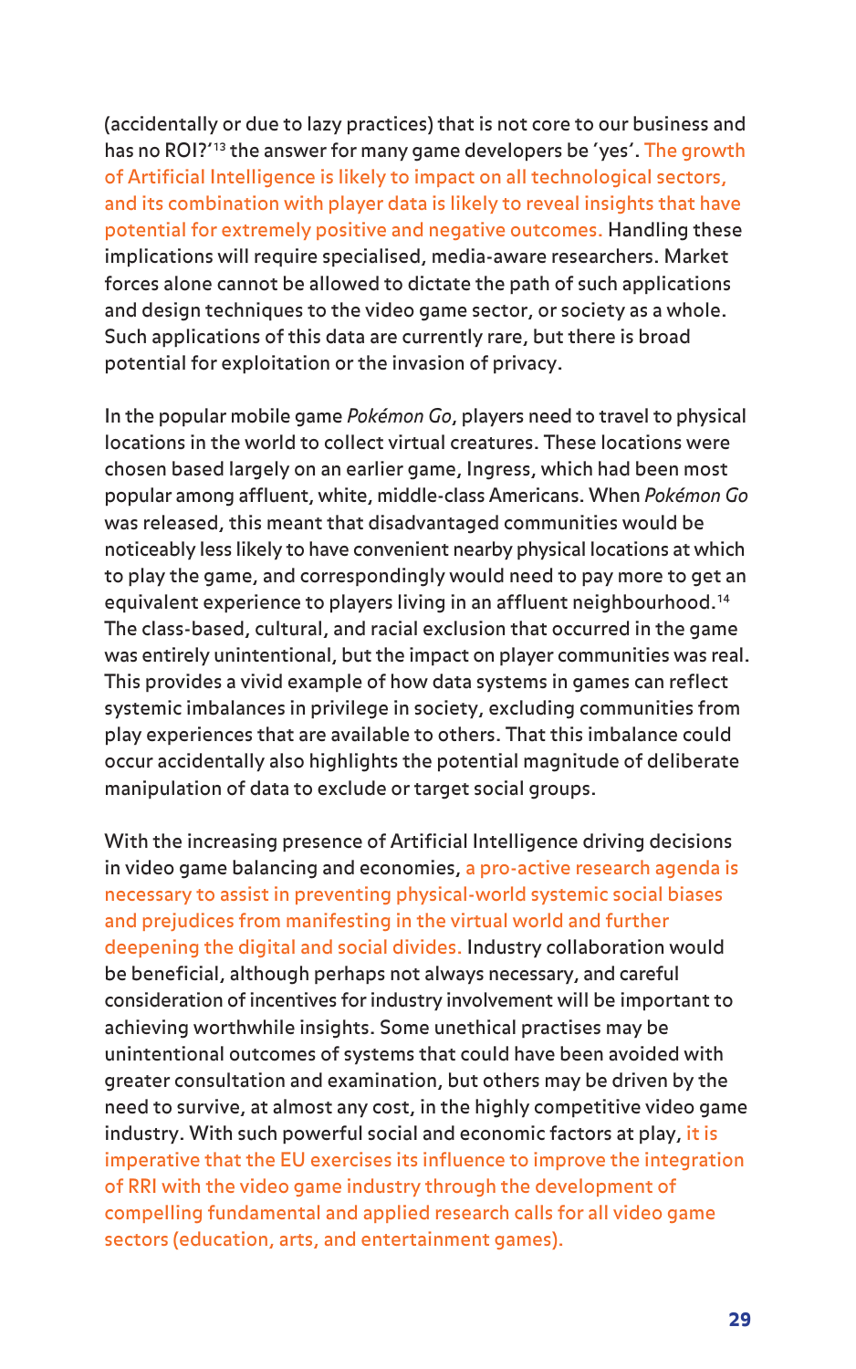(accidentally or due to lazy practices) that is not core to our business and has no ROI?'[13] the answer for many game developers be 'yes'. The growth of Artificial Intelligence is likely to impact on all technological sectors, and its combination with player data is likely to reveal insights that have potential for extremely positive and negative outcomes. Handling these implications will require specialised, media-aware researchers. Market forces alone cannot be allowed to dictate the path of such applications and design techniques to the video game sector, or society as a whole. Such applications of this data are currently rare, but there is broad potential for exploitation or the invasion of privacy.

In the popular mobile game *Pokémon Go*, players need to travel to physical locations in the world to collect virtual creatures. These locations were chosen based largely on an earlier game, Ingress, which had been most popular among affluent, white, middle-class Americans. When *Pokémon Go* was released, this meant that disadvantaged communities would be noticeably less likely to have convenient nearby physical locations at which to play the game, and correspondingly would need to pay more to get an equivalent experience to players living in an affluent neighbourhood.[14] The class-based, cultural, and racial exclusion that occurred in the game was entirely unintentional, but the impact on player communities was real. This provides a vivid example of how data systems in games can reflect systemic imbalances in privilege in society, excluding communities from play experiences that are available to others. That this imbalance could occur accidentally also highlights the potential magnitude of deliberate manipulation of data to exclude or target social groups.

With the increasing presence of Artificial Intelligence driving decisions in video game balancing and economies, a pro-active research agenda is necessary to assist in preventing physical-world systemic social biases and prejudices from manifesting in the virtual world and further deepening the digital and social divides. Industry collaboration would be beneficial, although perhaps not always necessary, and careful consideration of incentives for industry involvement will be important to achieving worthwhile insights. Some unethical practises may be unintentional outcomes of systems that could have been avoided with greater consultation and examination, but others may be driven by the need to survive, at almost any cost, in the highly competitive video game industry. With such powerful social and economic factors at play, it is imperative that the EU exercises its influence to improve the integration of RRI with the video game industry through the development of compelling fundamental and applied research calls for all video game sectors (education, arts, and entertainment games).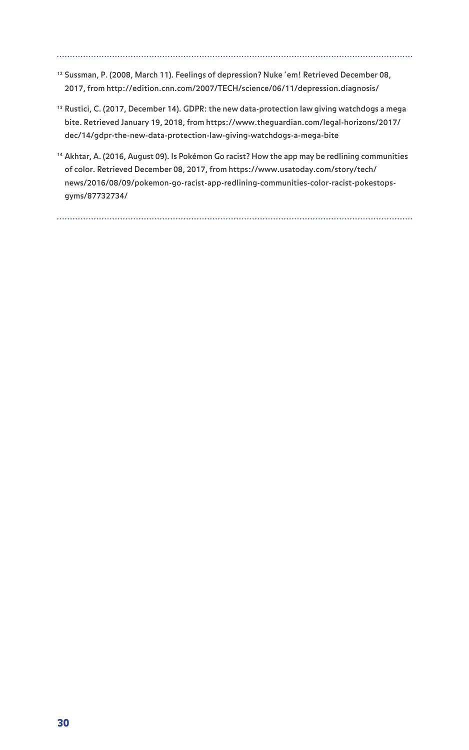[12] Sussman, P. (2008, March 11). Feelings of depression? Nuke 'em! Retrieved December 08, 2017, from http://edition.cnn.com/2007/TECH/science/06/11/depression.diagnosis/

[13] Rustici, C. (2017, December 14). GDPR: the new data-protection law giving watchdogs a mega bite. Retrieved January 19, 2018, from https://www.theguardian.com/legal-horizons/2017/dec/14/gdpr-the-new-data-protection-law-giving-watchdogs-a-mega-bite

[14] Akhtar, A. (2016, August 09). Is Pokémon Go racist? How the app may be redlining communities of color. Retrieved December 08, 2017, from https://www.usatoday.com/story/tech/news/2016/08/09/pokemon-go-racist-app-redlining-communities-color-racist-pokestops-gyms/87732734/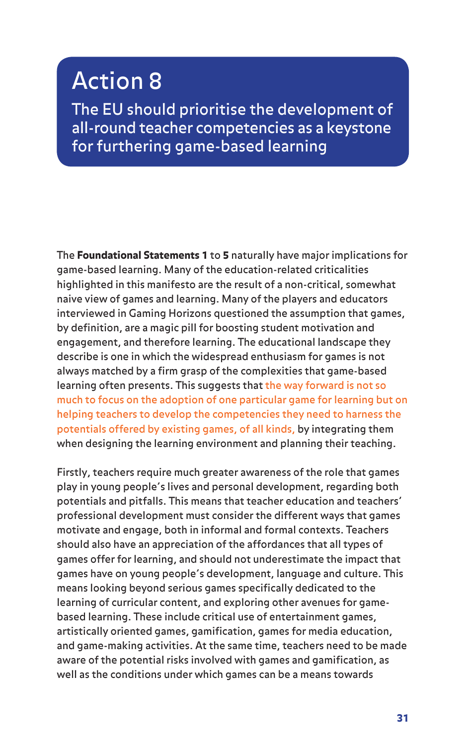# Action 8

## The EU should prioritise the development of all-round teacher competencies as a keystone for furthering game-based learning

The **Foundational Statements 1** to **5** naturally have major implications for game-based learning. Many of the education-related criticalities highlighted in this manifesto are the result of a non-critical, somewhat naive view of games and learning. Many of the players and educators interviewed in Gaming Horizons questioned the assumption that games, by definition, are a magic pill for boosting student motivation and engagement, and therefore learning. The educational landscape they describe is one in which the widespread enthusiasm for games is not always matched by a firm grasp of the complexities that game-based learning often presents. This suggests that the way forward is not so much to focus on the adoption of one particular game for learning but on helping teachers to develop the competencies they need to harness the potentials offered by existing games, of all kinds, by integrating them when designing the learning environment and planning their teaching.

Firstly, teachers require much greater awareness of the role that games play in young people's lives and personal development, regarding both potentials and pitfalls. This means that teacher education and teachers' professional development must consider the different ways that games motivate and engage, both in informal and formal contexts. Teachers should also have an appreciation of the affordances that all types of games offer for learning, and should not underestimate the impact that games have on young people's development, language and culture. This means looking beyond serious games specifically dedicated to the learning of curricular content, and exploring other avenues for game-based learning. These include critical use of entertainment games, artistically oriented games, gamification, games for media education, and game-making activities. At the same time, teachers need to be made aware of the potential risks involved with games and gamification, as well as the conditions under which games can be a means towards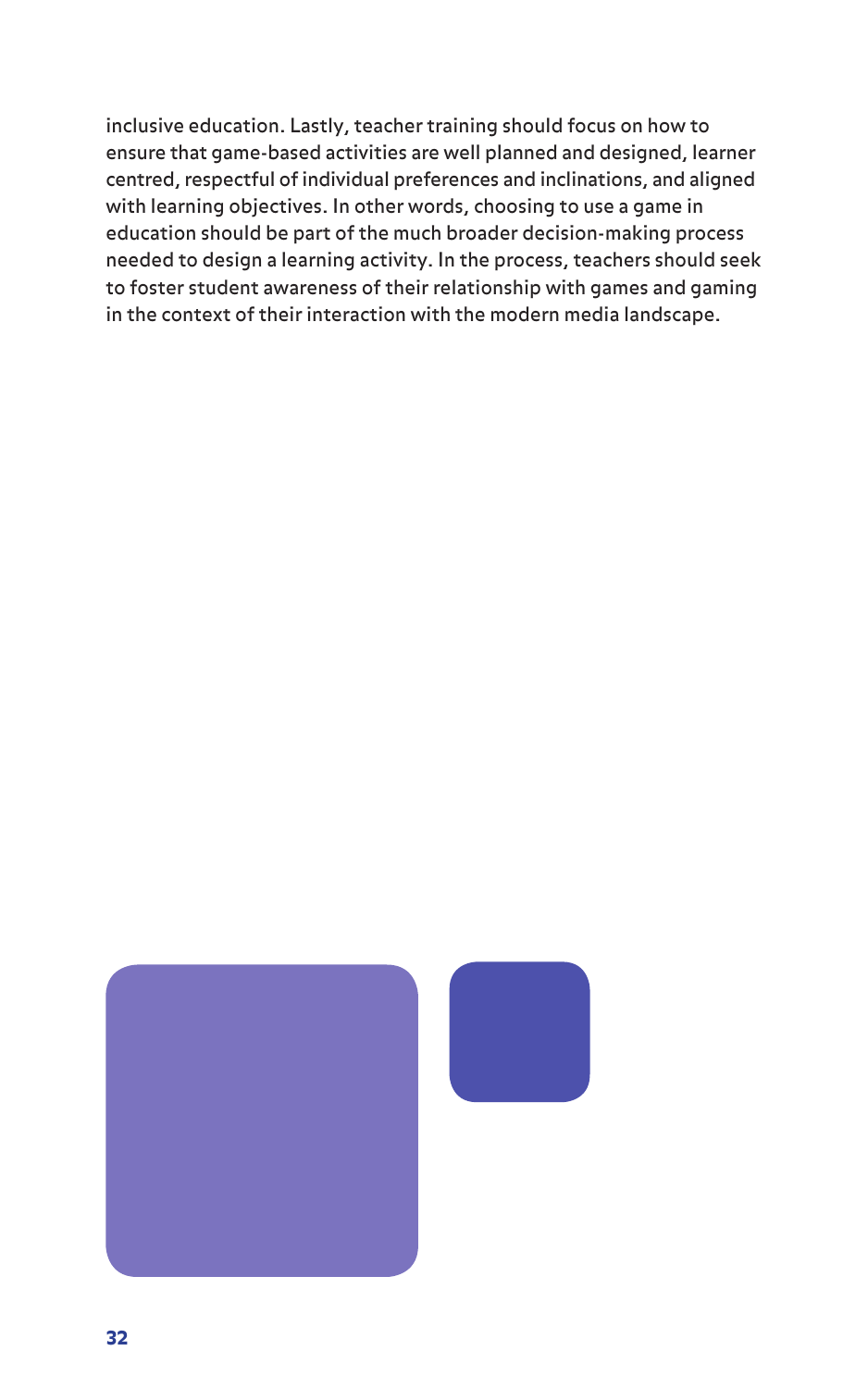inclusive education. Lastly, teacher training should focus on how to ensure that game-based activities are well planned and designed, learner centred, respectful of individual preferences and inclinations, and aligned with learning objectives. In other words, choosing to use a game in education should be part of the much broader decision-making process needed to design a learning activity. In the process, teachers should seek to foster student awareness of their relationship with games and gaming in the context of their interaction with the modern media landscape.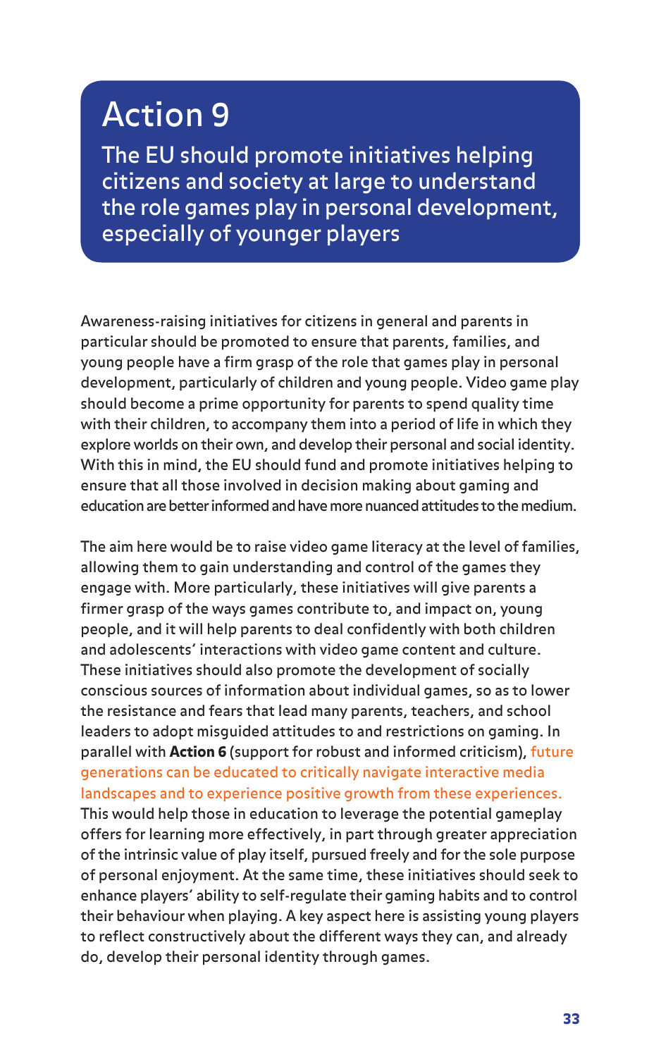# Action 9

## The EU should promote initiatives helping citizens and society at large to understand the role games play in personal development, especially of younger players

Awareness-raising initiatives for citizens in general and parents in particular should be promoted to ensure that parents, families, and young people have a firm grasp of the role that games play in personal development, particularly of children and young people. Video game play should become a prime opportunity for parents to spend quality time with their children, to accompany them into a period of life in which they explore worlds on their own, and develop their personal and social identity. With this in mind, the EU should fund and promote initiatives helping to ensure that all those involved in decision making about gaming and education are better informed and have more nuanced attitudes to the medium.

The aim here would be to raise video game literacy at the level of families, allowing them to gain understanding and control of the games they engage with. More particularly, these initiatives will give parents a firmer grasp of the ways games contribute to, and impact on, young people, and it will help parents to deal confidently with both children and adolescents' interactions with video game content and culture. These initiatives should also promote the development of socially conscious sources of information about individual games, so as to lower the resistance and fears that lead many parents, teachers, and school leaders to adopt misguided attitudes to and restrictions on gaming. In parallel with **Action 6** (support for robust and informed criticism), future generations can be educated to critically navigate interactive media landscapes and to experience positive growth from these experiences. This would help those in education to leverage the potential gameplay offers for learning more effectively, in part through greater appreciation of the intrinsic value of play itself, pursued freely and for the sole purpose of personal enjoyment. At the same time, these initiatives should seek to enhance players' ability to self-regulate their gaming habits and to control their behaviour when playing. A key aspect here is assisting young players to reflect constructively about the different ways they can, and already do, develop their personal identity through games.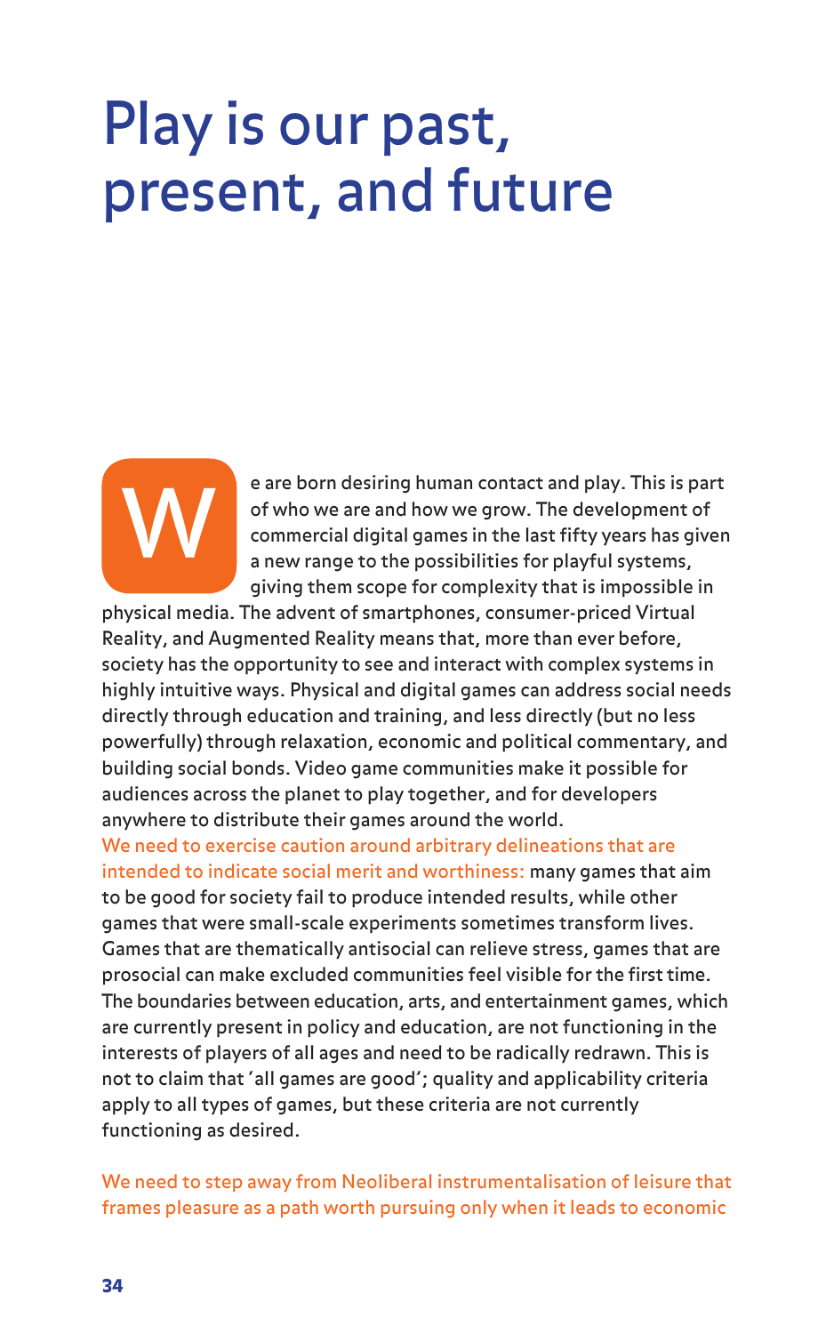# Play is our past, present, and future

We are born desiring human contact and play. This is part of who we are and how we grow. The development of commercial digital games in the last fifty years has given a new range to the possibilities for playful systems, giving them scope for complexity that is impossible in physical media. The advent of smartphones, consumer-priced Virtual Reality, and Augmented Reality means that, more than ever before, society has the opportunity to see and interact with complex systems in highly intuitive ways. Physical and digital games can address social needs directly through education and training, and less directly (but no less powerfully) through relaxation, economic and political commentary, and building social bonds. Video game communities make it possible for audiences across the planet to play together, and for developers anywhere to distribute their games around the world.
We need to exercise caution around arbitrary delineations that are intended to indicate social merit and worthiness: many games that aim to be good for society fail to produce intended results, while other games that were small-scale experiments sometimes transform lives. Games that are thematically antisocial can relieve stress, games that are prosocial can make excluded communities feel visible for the first time. The boundaries between education, arts, and entertainment games, which are currently present in policy and education, are not functioning in the interests of players of all ages and need to be radically redrawn. This is not to claim that 'all games are good'; quality and applicability criteria apply to all types of games, but these criteria are not currently functioning as desired.

We need to step away from Neoliberal instrumentalisation of leisure that frames pleasure as a path worth pursuing only when it leads to economic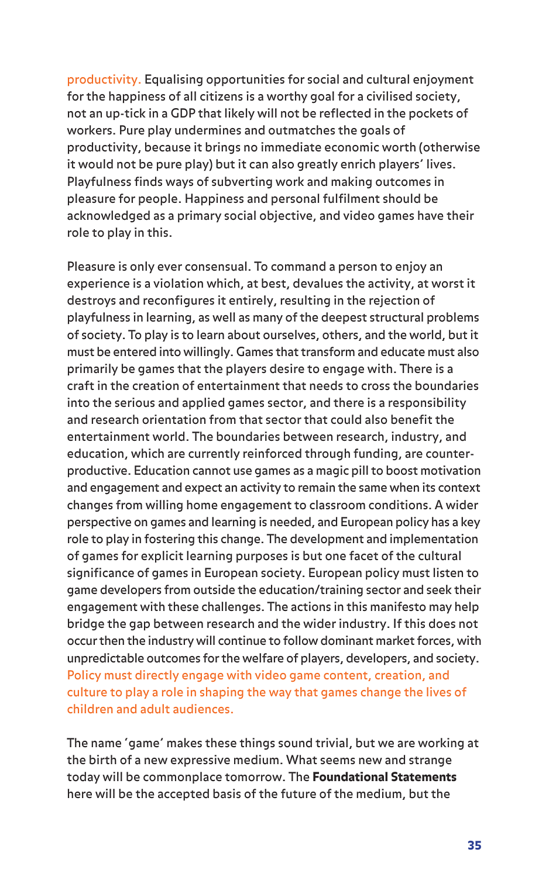productivity. Equalising opportunities for social and cultural enjoyment for the happiness of all citizens is a worthy goal for a civilised society, not an up-tick in a GDP that likely will not be reflected in the pockets of workers. Pure play undermines and outmatches the goals of productivity, because it brings no immediate economic worth (otherwise it would not be pure play) but it can also greatly enrich players' lives. Playfulness finds ways of subverting work and making outcomes in pleasure for people. Happiness and personal fulfilment should be acknowledged as a primary social objective, and video games have their role to play in this.

Pleasure is only ever consensual. To command a person to enjoy an experience is a violation which, at best, devalues the activity, at worst it destroys and reconfigures it entirely, resulting in the rejection of playfulness in learning, as well as many of the deepest structural problems of society. To play is to learn about ourselves, others, and the world, but it must be entered into willingly. Games that transform and educate must also primarily be games that the players desire to engage with. There is a craft in the creation of entertainment that needs to cross the boundaries into the serious and applied games sector, and there is a responsibility and research orientation from that sector that could also benefit the entertainment world. The boundaries between research, industry, and education, which are currently reinforced through funding, are counter-productive. Education cannot use games as a magic pill to boost motivation and engagement and expect an activity to remain the same when its context changes from willing home engagement to classroom conditions. A wider perspective on games and learning is needed, and European policy has a key role to play in fostering this change. The development and implementation of games for explicit learning purposes is but one facet of the cultural significance of games in European society. European policy must listen to game developers from outside the education/training sector and seek their engagement with these challenges. The actions in this manifesto may help bridge the gap between research and the wider industry. If this does not occur then the industry will continue to follow dominant market forces, with unpredictable outcomes for the welfare of players, developers, and society. Policy must directly engage with video game content, creation, and culture to play a role in shaping the way that games change the lives of children and adult audiences.

The name 'game' makes these things sound trivial, but we are working at the birth of a new expressive medium. What seems new and strange today will be commonplace tomorrow. The **Foundational Statements** here will be the accepted basis of the future of the medium, but the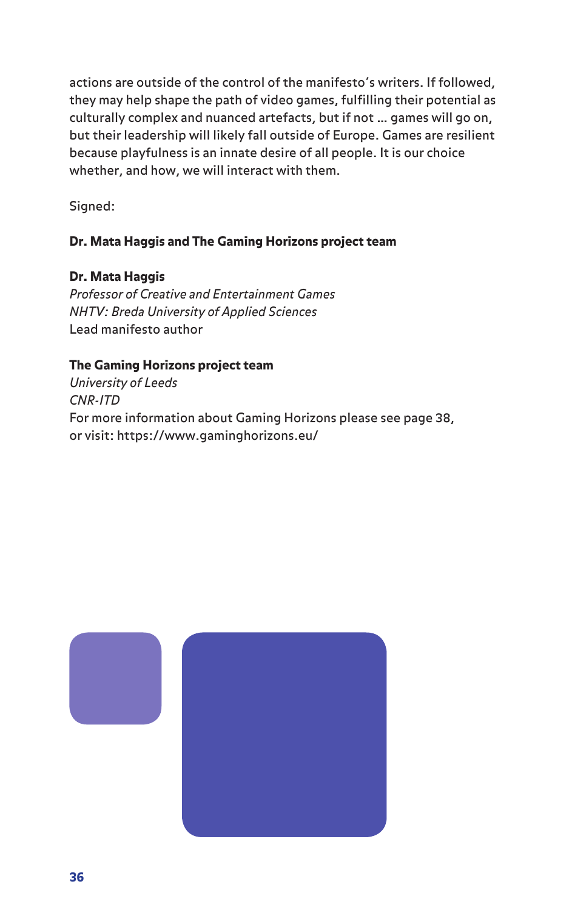actions are outside of the control of the manifesto's writers. If followed, they may help shape the path of video games, fulfilling their potential as culturally complex and nuanced artefacts, but if not … games will go on, but their leadership will likely fall outside of Europe. Games are resilient because playfulness is an innate desire of all people. It is our choice whether, and how, we will interact with them.

Signed:

**Dr. Mata Haggis and The Gaming Horizons project team**

**Dr. Mata Haggis**
*Professor of Creative and Entertainment Games*
*NHTV: Breda University of Applied Sciences*
Lead manifesto author

**The Gaming Horizons project team**
*University of Leeds*
*CNR-ITD*
For more information about Gaming Horizons please see page 38, or visit: https://www.gaminghorizons.eu/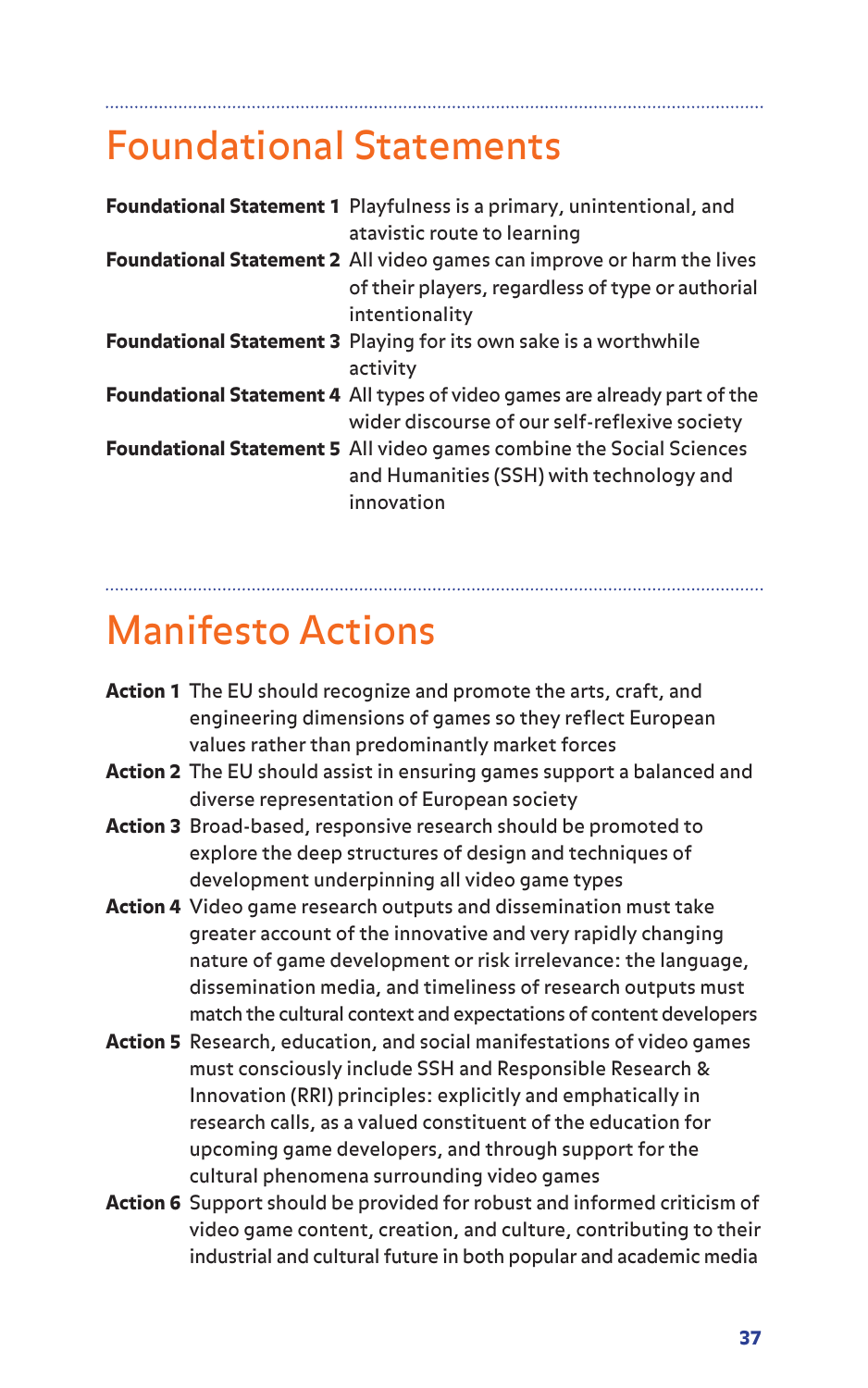## Foundational Statements

**Foundational Statement 1** Playfulness is a primary, unintentional, and atavistic route to learning

**Foundational Statement 2** All video games can improve or harm the lives of their players, regardless of type or authorial intentionality

**Foundational Statement 3** Playing for its own sake is a worthwhile activity

**Foundational Statement 4** All types of video games are already part of the wider discourse of our self-reflexive society

**Foundational Statement 5** All video games combine the Social Sciences and Humanities (SSH) with technology and innovation

## Manifesto Actions

**Action 1** The EU should recognize and promote the arts, craft, and engineering dimensions of games so they reflect European values rather than predominantly market forces

**Action 2** The EU should assist in ensuring games support a balanced and diverse representation of European society

**Action 3** Broad-based, responsive research should be promoted to explore the deep structures of design and techniques of development underpinning all video game types

**Action 4** Video game research outputs and dissemination must take greater account of the innovative and very rapidly changing nature of game development or risk irrelevance: the language, dissemination media, and timeliness of research outputs must match the cultural context and expectations of content developers

**Action 5** Research, education, and social manifestations of video games must consciously include SSH and Responsible Research & Innovation (RRI) principles: explicitly and emphatically in research calls, as a valued constituent of the education for upcoming game developers, and through support for the cultural phenomena surrounding video games

**Action 6** Support should be provided for robust and informed criticism of video game content, creation, and culture, contributing to their industrial and cultural future in both popular and academic media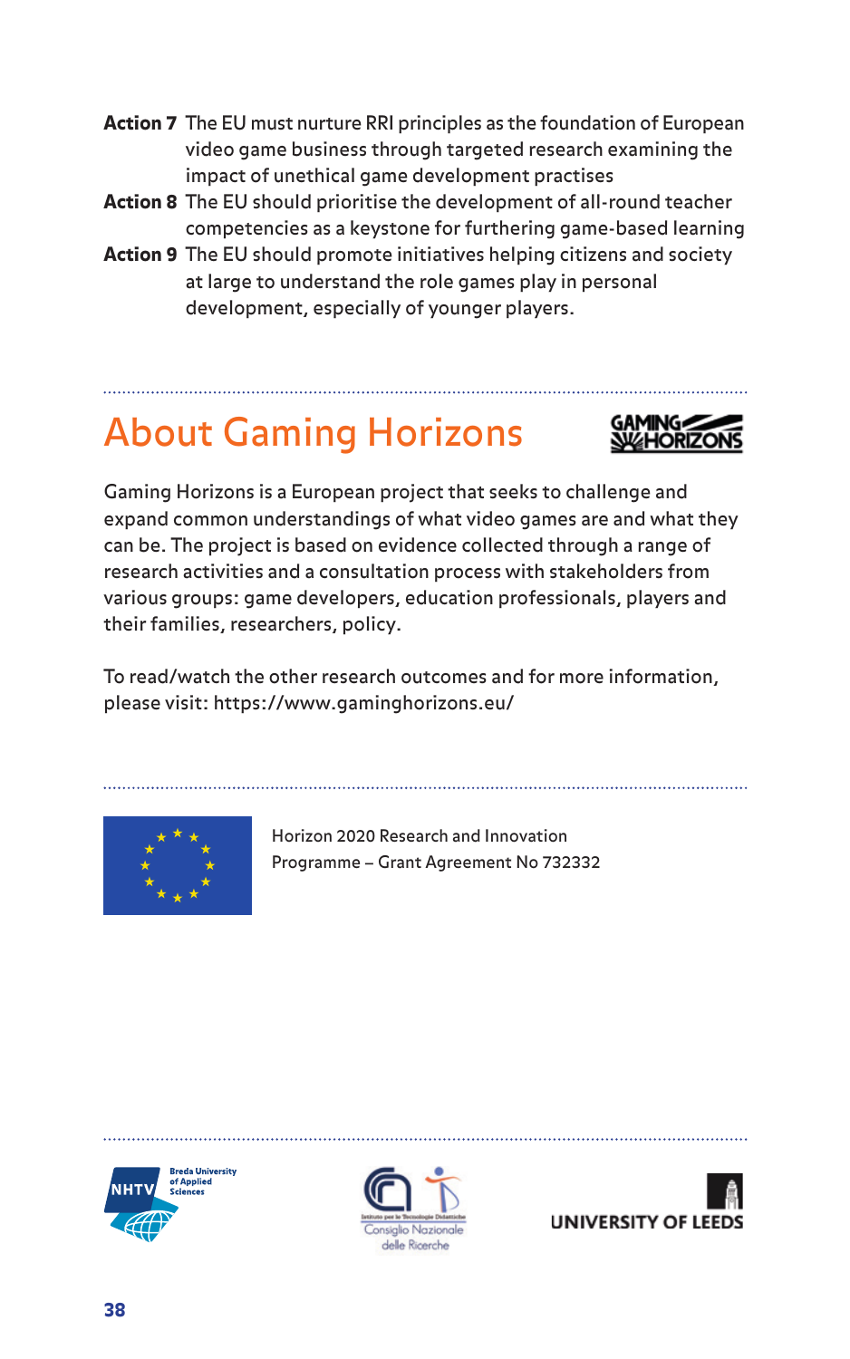**Action 7** The EU must nurture RRI principles as the foundation of European video game business through targeted research examining the impact of unethical game development practises

**Action 8** The EU should prioritise the development of all-round teacher competencies as a keystone for furthering game-based learning

**Action 9** The EU should promote initiatives helping citizens and society at large to understand the role games play in personal development, especially of younger players.

## About Gaming Horizons

Gaming Horizons is a European project that seeks to challenge and expand common understandings of what video games are and what they can be. The project is based on evidence collected through a range of research activities and a consultation process with stakeholders from various groups: game developers, education professionals, players and their families, researchers, policy.

To read/watch the other research outcomes and for more information, please visit: https://www.gaminghorizons.eu/

Horizon 2020 Research and Innovation Programme – Grant Agreement No 732332

NHTV Breda University of Applied Sciences

Istituto per le Tecnologie Didattiche – Consiglio Nazionale delle Ricerche

UNIVERSITY OF LEEDS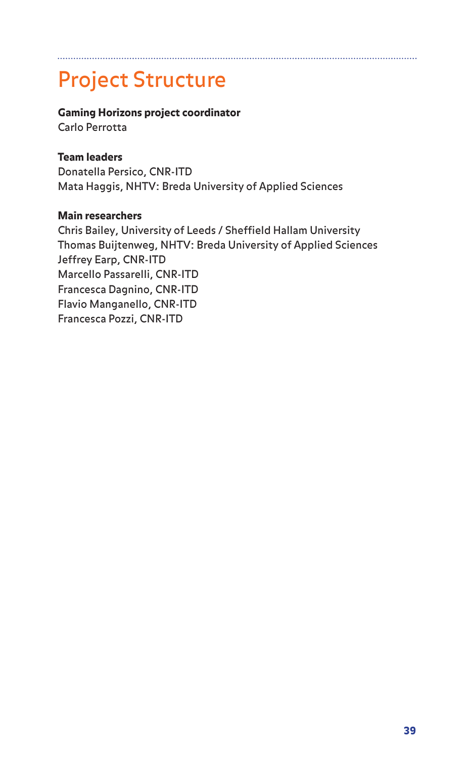# Project Structure

**Gaming Horizons project coordinator**
Carlo Perrotta

**Team leaders**
Donatella Persico, CNR-ITD
Mata Haggis, NHTV: Breda University of Applied Sciences

**Main researchers**
Chris Bailey, University of Leeds / Sheffield Hallam University
Thomas Buijtenweg, NHTV: Breda University of Applied Sciences
Jeffrey Earp, CNR-ITD
Marcello Passarelli, CNR-ITD
Francesca Dagnino, CNR-ITD
Flavio Manganello, CNR-ITD
Francesca Pozzi, CNR-ITD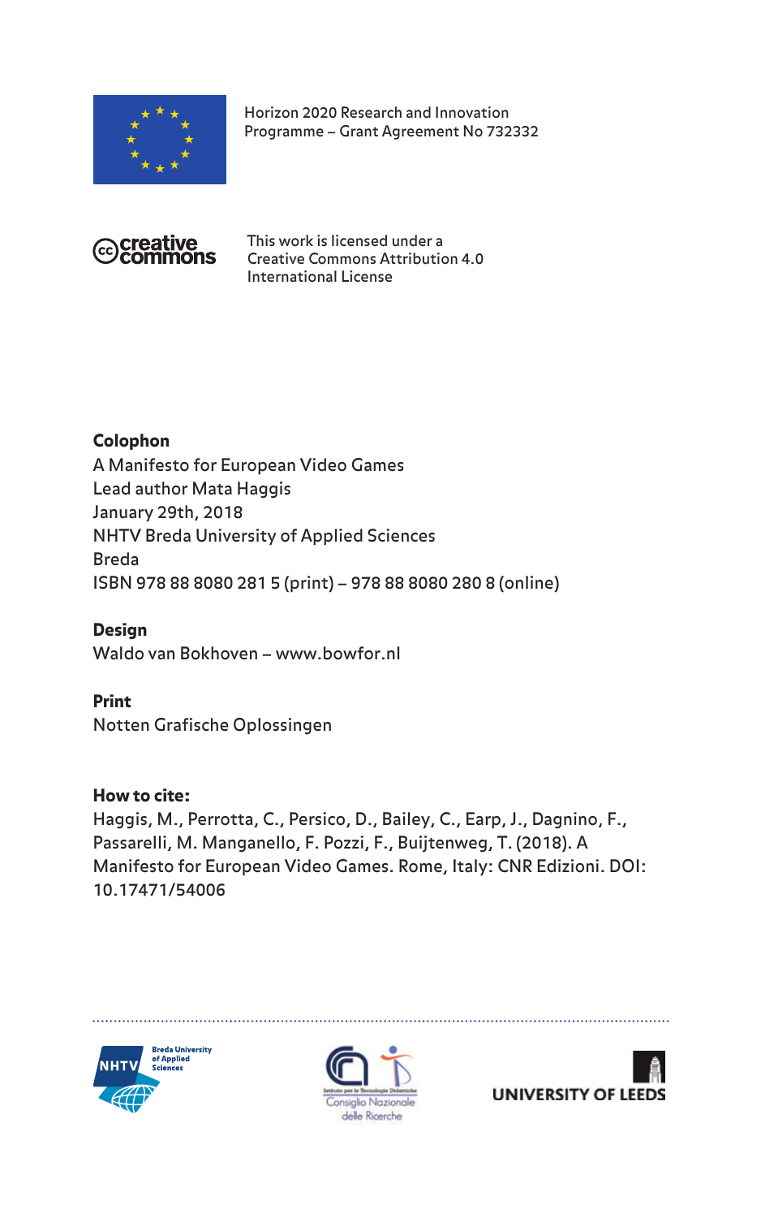Horizon 2020 Research and Innovation Programme – Grant Agreement No 732332

This work is licensed under a Creative Commons Attribution 4.0 International License

**Colophon**
A Manifesto for European Video Games
Lead author Mata Haggis
January 29th, 2018
NHTV Breda University of Applied Sciences
Breda
ISBN 978 88 8080 281 5 (print) – 978 88 8080 280 8 (online)

**Design**
Waldo van Bokhoven – www.bowfor.nl

**Print**
Notten Grafische Oplossingen

**How to cite:**
Haggis, M., Perrotta, C., Persico, D., Bailey, C., Earp, J., Dagnino, F., Passarelli, M. Manganello, F. Pozzi, F., Buijtenweg, T. (2018). A Manifesto for European Video Games. Rome, Italy: CNR Edizioni. DOI: 10.17471/54006

NHTV Breda University of Applied Sciences

Istituto per le Tecnologie Didattiche
Consiglio Nazionale delle Ricerche

UNIVERSITY OF LEEDS